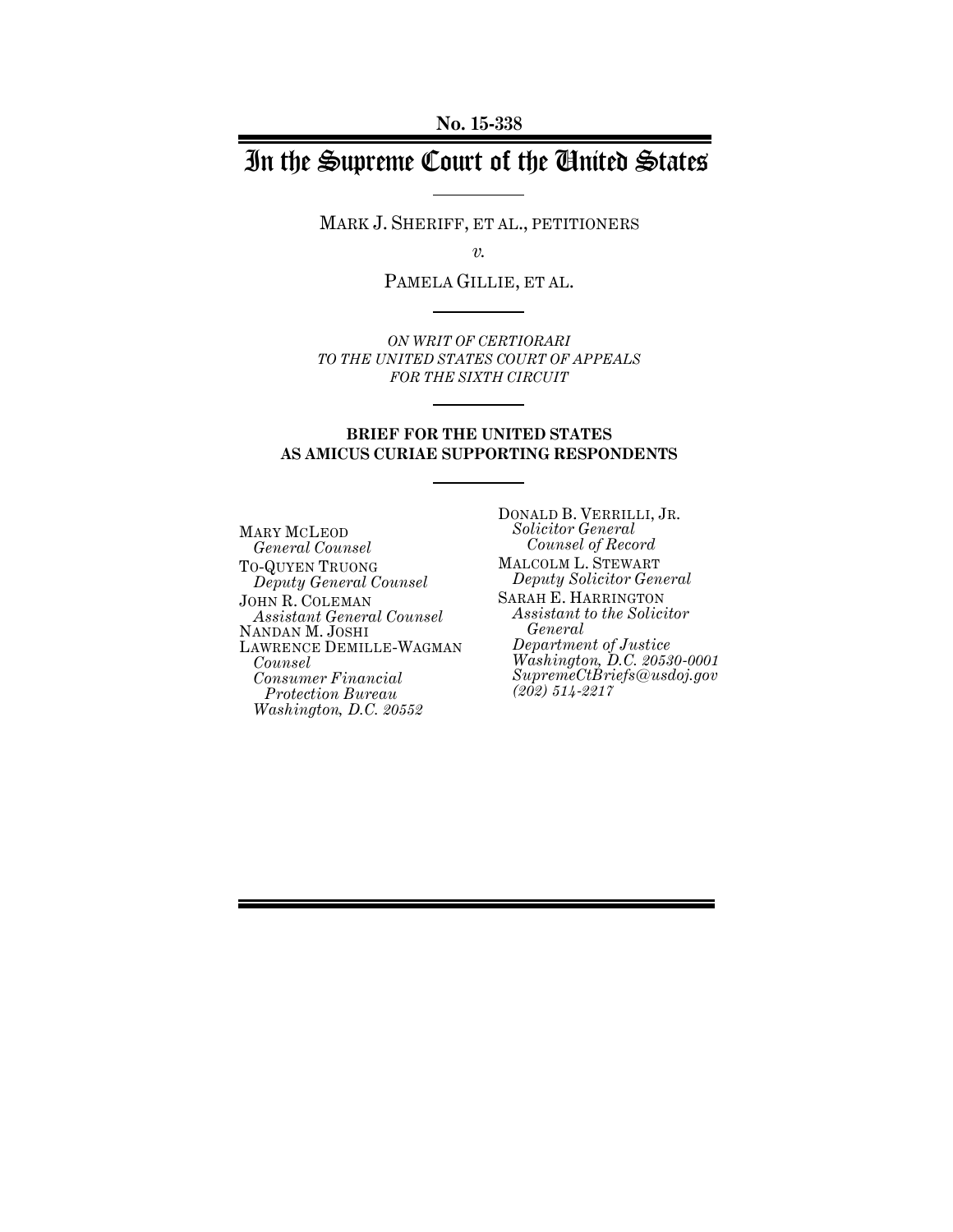No. 15-338

# In the Supreme Court of the United States

MARK J. SHERIFF, ET AL., PETITIONERS

*v.*

PAMELA GILLIE, ET AL.

*ON WRIT OF CERTIORARI TO THE UNITED STATES COURT OF APPEALS FOR THE SIXTH CIRCUIT*

**BRIEF FOR THE UNITED STATES AS AMICUS CURIAE SUPPORTING RESPONDENTS**

MARY MCLEOD
*General Counsel*
TO-QUYEN TRUONG
*Deputy General Counsel*
JOHN R. COLEMAN
*Assistant General Counsel*
NANDAN M. JOSHI
LAWRENCE DEMILLE-WAGMAN
*Counsel*
*Consumer Financial Protection Bureau*
*Washington, D.C. 20552*

DONALD B. VERRILLI, JR.
*Solicitor General*
*Counsel of Record*
MALCOLM L. STEWART
*Deputy Solicitor General*
SARAH E. HARRINGTON
*Assistant to the Solicitor General*
*Department of Justice*
*Washington, D.C. 20530-0001*
*SupremeCtBriefs@usdoj.gov*
*(202) 514-2217*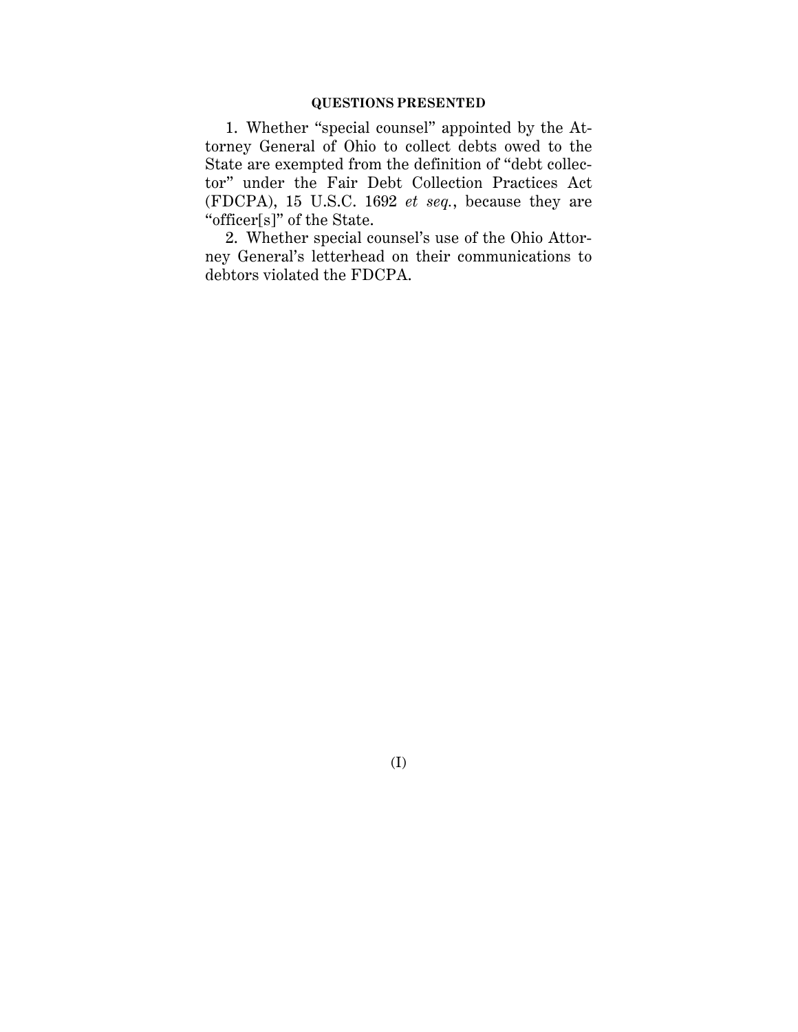## QUESTIONS PRESENTED

1. Whether "special counsel" appointed by the Attorney General of Ohio to collect debts owed to the State are exempted from the definition of "debt collector" under the Fair Debt Collection Practices Act (FDCPA), 15 U.S.C. 1692 *et seq.*, because they are "officer[s]" of the State.

2. Whether special counsel's use of the Ohio Attorney General's letterhead on their communications to debtors violated the FDCPA.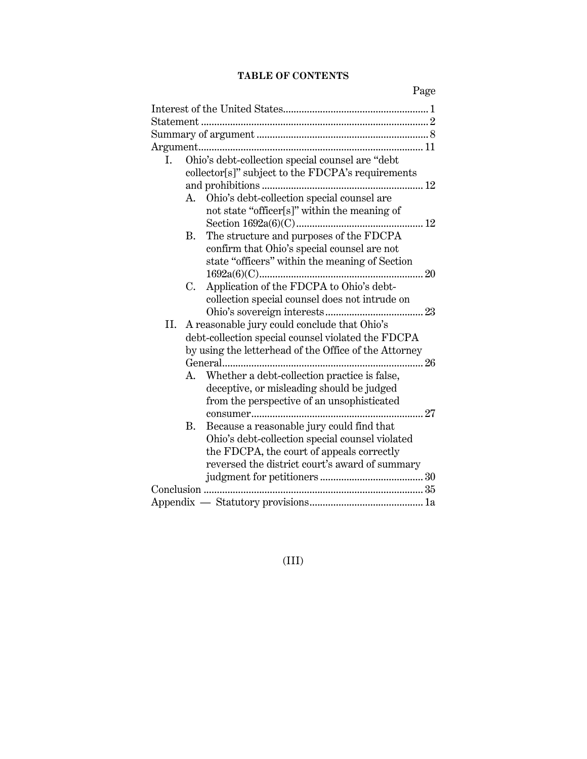**TABLE OF CONTENTS**

| | Page |
|---|---|
| Interest of the United States | 1 |
| Statement | 2 |
| Summary of argument | 8 |
| Argument | 11 |
| I. Ohio's debt-collection special counsel are "debt collector[s]" subject to the FDCPA's requirements and prohibitions | 12 |
| A. Ohio's debt-collection special counsel are not state "officer[s]" within the meaning of Section 1692a(6)(C) | 12 |
| B. The structure and purposes of the FDCPA confirm that Ohio's special counsel are not state "officers" within the meaning of Section 1692a(6)(C) | 20 |
| C. Application of the FDCPA to Ohio's debt-collection special counsel does not intrude on Ohio's sovereign interests | 23 |
| II. A reasonable jury could conclude that Ohio's debt-collection special counsel violated the FDCPA by using the letterhead of the Office of the Attorney General | 26 |
| A. Whether a debt-collection practice is false, deceptive, or misleading should be judged from the perspective of an unsophisticated consumer | 27 |
| B. Because a reasonable jury could find that Ohio's debt-collection special counsel violated the FDCPA, the court of appeals correctly reversed the district court's award of summary judgment for petitioners | 30 |
| Conclusion | 35 |
| Appendix — Statutory provisions | 1a |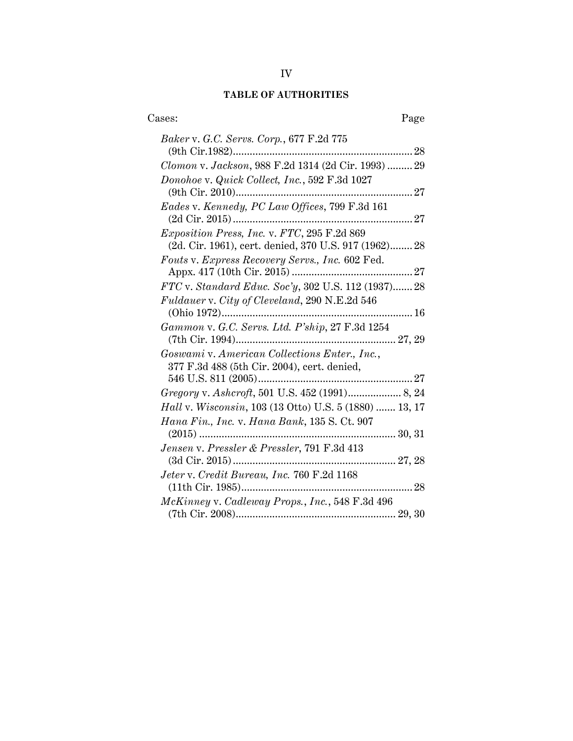## TABLE OF AUTHORITIES

Cases: Page

*Baker* v. *G.C. Servs. Corp.*, 677 F.2d 775 (9th Cir.1982) ........ 28

*Clomon* v. *Jackson*, 988 F.2d 1314 (2d Cir. 1993) ........ 29

*Donohoe* v. *Quick Collect, Inc.*, 592 F.3d 1027 (9th Cir. 2010) ........ 27

*Eades* v. *Kennedy, PC Law Offices*, 799 F.3d 161 (2d Cir. 2015) ........ 27

*Exposition Press, Inc.* v. *FTC*, 295 F.2d 869 (2d. Cir. 1961), cert. denied, 370 U.S. 917 (1962) ........ 28

*Fouts* v. *Express Recovery Servs., Inc.* 602 Fed. Appx. 417 (10th Cir. 2015) ........ 27

*FTC* v. *Standard Educ. Soc'y*, 302 U.S. 112 (1937) ........ 28

*Fuldauer* v. *City of Cleveland*, 290 N.E.2d 546 (Ohio 1972) ........ 16

*Gammon* v. *G.C. Servs. Ltd. P'ship*, 27 F.3d 1254 (7th Cir. 1994) ........ 27, 29

*Goswami* v. *American Collections Enter., Inc.*, 377 F.3d 488 (5th Cir. 2004), cert. denied, 546 U.S. 811 (2005) ........ 27

*Gregory* v. *Ashcroft*, 501 U.S. 452 (1991) ........ 8, 24

*Hall* v. *Wisconsin*, 103 (13 Otto) U.S. 5 (1880) ........ 13, 17

*Hana Fin., Inc.* v. *Hana Bank*, 135 S. Ct. 907 (2015) ........ 30, 31

*Jensen* v. *Pressler & Pressler*, 791 F.3d 413 (3d Cir. 2015) ........ 27, 28

*Jeter* v. *Credit Bureau, Inc.* 760 F.2d 1168 (11th Cir. 1985) ........ 28

*McKinney* v. *Cadleway Props., Inc.*, 548 F.3d 496 (7th Cir. 2008) ........ 29, 30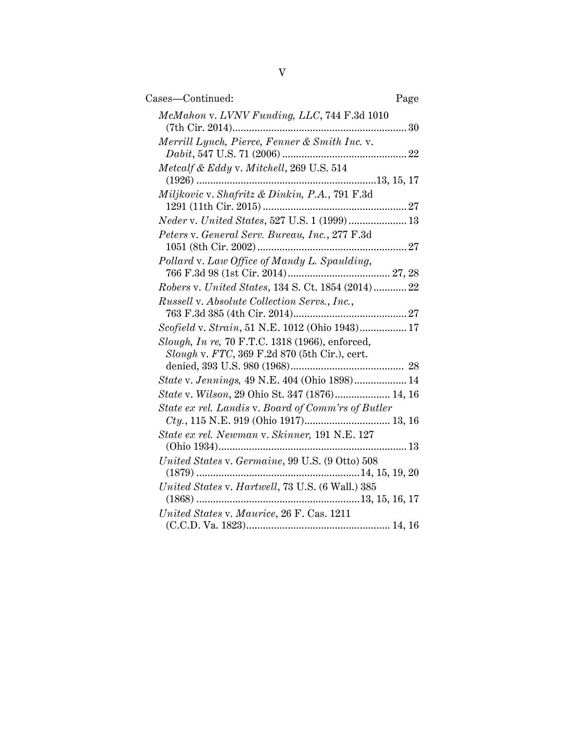Cases—Continued: Page

*McMahon* v. *LVNV Funding, LLC*, 744 F.3d 1010 (7th Cir. 2014) .......... 30

*Merrill Lynch, Pierce, Fenner & Smith Inc.* v. *Dabit*, 547 U.S. 71 (2006) .......... 22

*Metcalf & Eddy* v. *Mitchell*, 269 U.S. 514 (1926) .......... 13, 15, 17

*Miljkovic* v. *Shafritz & Dinkin, P.A.*, 791 F.3d 1291 (11th Cir. 2015) .......... 27

*Neder* v. *United States*, 527 U.S. 1 (1999) .......... 13

*Peters* v. *General Serv. Bureau, Inc.*, 277 F.3d 1051 (8th Cir. 2002) .......... 27

*Pollard* v. *Law Office of Mandy L. Spaulding*, 766 F.3d 98 (1st Cir. 2014) .......... 27, 28

*Robers* v. *United States*, 134 S. Ct. 1854 (2014) .......... 22

*Russell* v. *Absolute Collection Servs., Inc.*, 763 F.3d 385 (4th Cir. 2014) .......... 27

*Scofield* v. *Strain*, 51 N.E. 1012 (Ohio 1943) .......... 17

*Slough, In re,* 70 F.T.C. 1318 (1966), enforced, *Slough* v. *FTC*, 369 F.2d 870 (5th Cir.), cert. denied, 393 U.S. 980 (1968) .......... 28

*State* v. *Jennings,* 49 N.E. 404 (Ohio 1898) .......... 14

*State* v. *Wilson*, 29 Ohio St. 347 (1876) .......... 14, 16

*State ex rel. Landis* v. *Board of Comm'rs of Butler Cty.*, 115 N.E. 919 (Ohio 1917) .......... 13, 16

*State ex rel. Newman* v. *Skinner,* 191 N.E. 127 (Ohio 1934) .......... 13

*United States* v. *Germaine*, 99 U.S. (9 Otto) 508 (1879) .......... 14, 15, 19, 20

*United States* v. *Hartwell*, 73 U.S. (6 Wall.) 385 (1868) .......... 13, 15, 16, 17

*United States* v. *Maurice*, 26 F. Cas. 1211 (C.C.D. Va. 1823) .......... 14, 16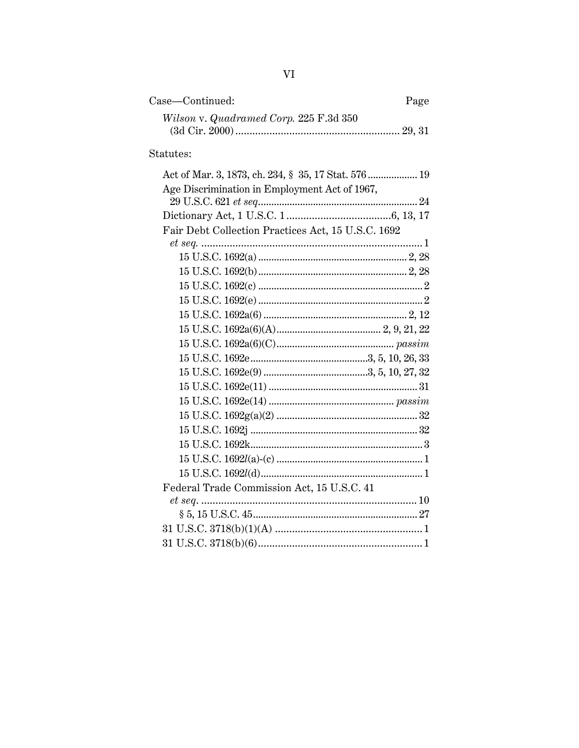| Case—Continued: | Page |
| --- | --- |
| *Wilson* v. *Quadramed Corp.* 225 F.3d 350 (3d Cir. 2000) | 29, 31 |

Statutes:

| | |
| --- | --- |
| Act of Mar. 3, 1873, ch. 234, § 35, 17 Stat. 576 | 19 |
| Age Discrimination in Employment Act of 1967, 29 U.S.C. 621 *et seq.* | 24 |
| Dictionary Act, 1 U.S.C. 1 | 6, 13, 17 |
| Fair Debt Collection Practices Act, 15 U.S.C. 1692 *et seq.* | 1 |
| 15 U.S.C. 1692(a) | 2, 28 |
| 15 U.S.C. 1692(b) | 2, 28 |
| 15 U.S.C. 1692(c) | 2 |
| 15 U.S.C. 1692(e) | 2 |
| 15 U.S.C. 1692a(6) | 2, 12 |
| 15 U.S.C. 1692a(6)(A) | 2, 9, 21, 22 |
| 15 U.S.C. 1692a(6)(C) | *passim* |
| 15 U.S.C. 1692e | 3, 5, 10, 26, 33 |
| 15 U.S.C. 1692e(9) | 3, 5, 10, 27, 32 |
| 15 U.S.C. 1692e(11) | 31 |
| 15 U.S.C. 1692e(14) | *passim* |
| 15 U.S.C. 1692g(a)(2) | 32 |
| 15 U.S.C. 1692j | 32 |
| 15 U.S.C. 1692k | 3 |
| 15 U.S.C. 1692*l*(a)-(c) | 1 |
| 15 U.S.C. 1692*l*(d) | 1 |
| Federal Trade Commission Act, 15 U.S.C. 41 *et seq.* | 10 |
| § 5, 15 U.S.C. 45 | 27 |
| 31 U.S.C. 3718(b)(1)(A) | 1 |
| 31 U.S.C. 3718(b)(6) | 1 |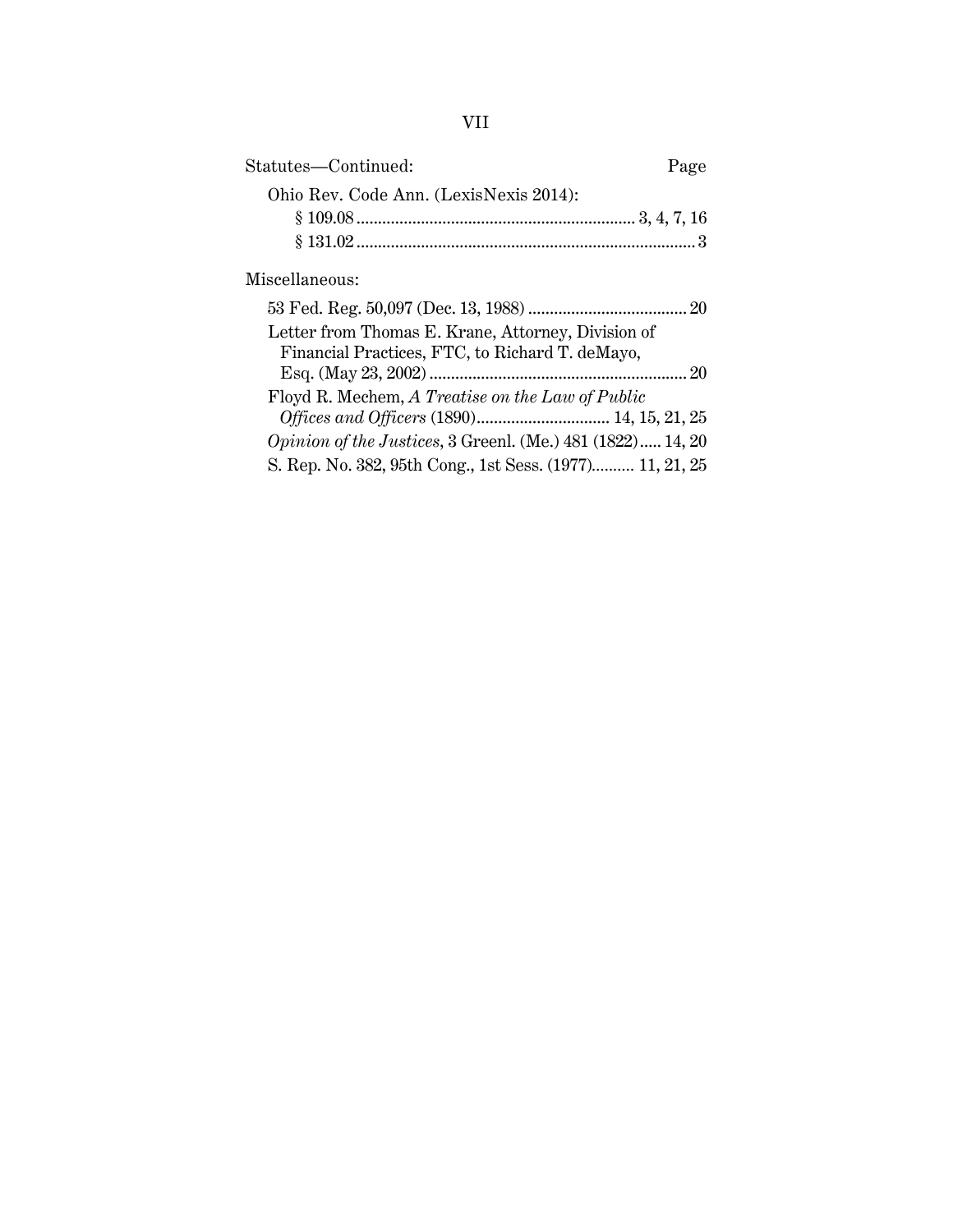Statutes—Continued: Page

Ohio Rev. Code Ann. (LexisNexis 2014):

§ 109.08 ........................................................... 3, 4, 7, 16

§ 131.02 ........................................................................ 3

Miscellaneous:

53 Fed. Reg. 50,097 (Dec. 13, 1988) ................................ 20

Letter from Thomas E. Krane, Attorney, Division of Financial Practices, FTC, to Richard T. deMayo, Esq. (May 23, 2002) ...................................................... 20

Floyd R. Mechem, *A Treatise on the Law of Public Offices and Officers* (1890).............................. 14, 15, 21, 25

*Opinion of the Justices*, 3 Greenl. (Me.) 481 (1822)..... 14, 20

S. Rep. No. 382, 95th Cong., 1st Sess. (1977).......... 11, 21, 25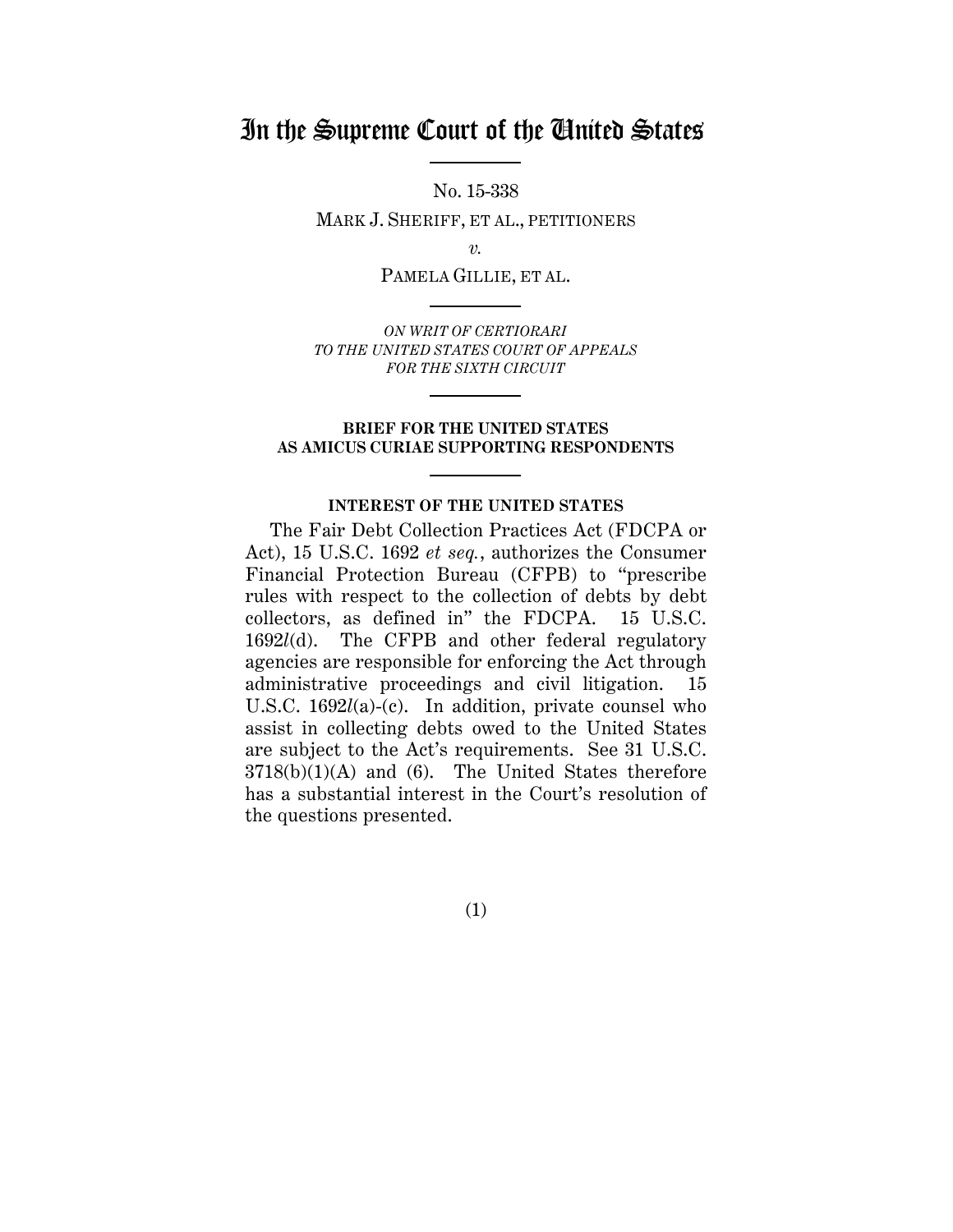# In the Supreme Court of the United States

No. 15-338

MARK J. SHERIFF, ET AL., PETITIONERS

*v.*

PAMELA GILLIE, ET AL.

*ON WRIT OF CERTIORARI TO THE UNITED STATES COURT OF APPEALS FOR THE SIXTH CIRCUIT*

**BRIEF FOR THE UNITED STATES AS AMICUS CURIAE SUPPORTING RESPONDENTS**

## INTEREST OF THE UNITED STATES

The Fair Debt Collection Practices Act (FDCPA or Act), 15 U.S.C. 1692 *et seq.*, authorizes the Consumer Financial Protection Bureau (CFPB) to "prescribe rules with respect to the collection of debts by debt collectors, as defined in" the FDCPA. 15 U.S.C. 1692*l*(d). The CFPB and other federal regulatory agencies are responsible for enforcing the Act through administrative proceedings and civil litigation. 15 U.S.C. 1692*l*(a)-(c). In addition, private counsel who assist in collecting debts owed to the United States are subject to the Act's requirements. See 31 U.S.C. 3718(b)(1)(A) and (6). The United States therefore has a substantial interest in the Court's resolution of the questions presented.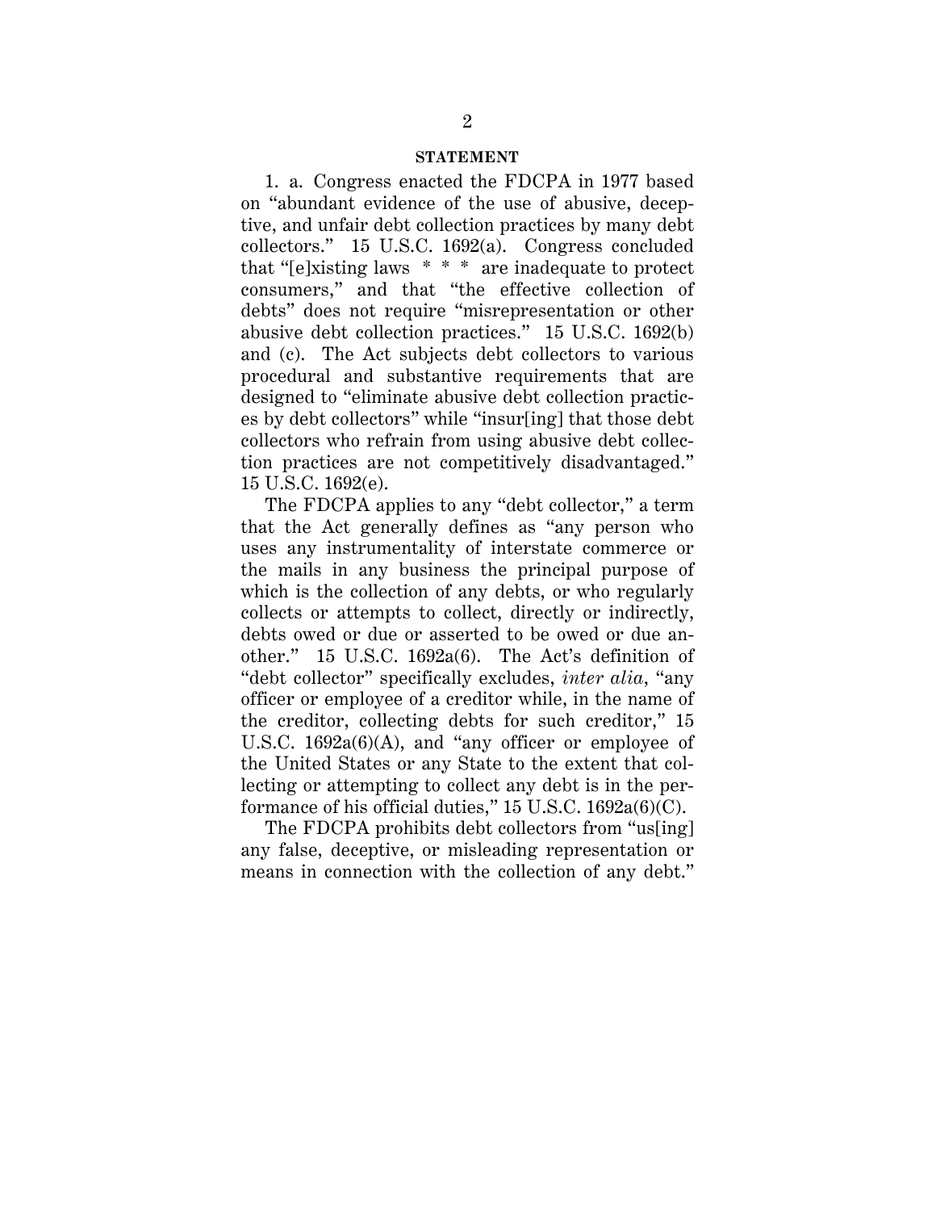**STATEMENT**

1. a. Congress enacted the FDCPA in 1977 based on "abundant evidence of the use of abusive, deceptive, and unfair debt collection practices by many debt collectors." 15 U.S.C. 1692(a). Congress concluded that "[e]xisting laws * * * are inadequate to protect consumers," and that "the effective collection of debts" does not require "misrepresentation or other abusive debt collection practices." 15 U.S.C. 1692(b) and (c). The Act subjects debt collectors to various procedural and substantive requirements that are designed to "eliminate abusive debt collection practices by debt collectors" while "insur[ing] that those debt collectors who refrain from using abusive debt collection practices are not competitively disadvantaged." 15 U.S.C. 1692(e).

The FDCPA applies to any "debt collector," a term that the Act generally defines as "any person who uses any instrumentality of interstate commerce or the mails in any business the principal purpose of which is the collection of any debts, or who regularly collects or attempts to collect, directly or indirectly, debts owed or due or asserted to be owed or due another." 15 U.S.C. 1692a(6). The Act's definition of "debt collector" specifically excludes, *inter alia*, "any officer or employee of a creditor while, in the name of the creditor, collecting debts for such creditor," 15 U.S.C. 1692a(6)(A), and "any officer or employee of the United States or any State to the extent that collecting or attempting to collect any debt is in the performance of his official duties," 15 U.S.C. 1692a(6)(C).

The FDCPA prohibits debt collectors from "us[ing] any false, deceptive, or misleading representation or means in connection with the collection of any debt."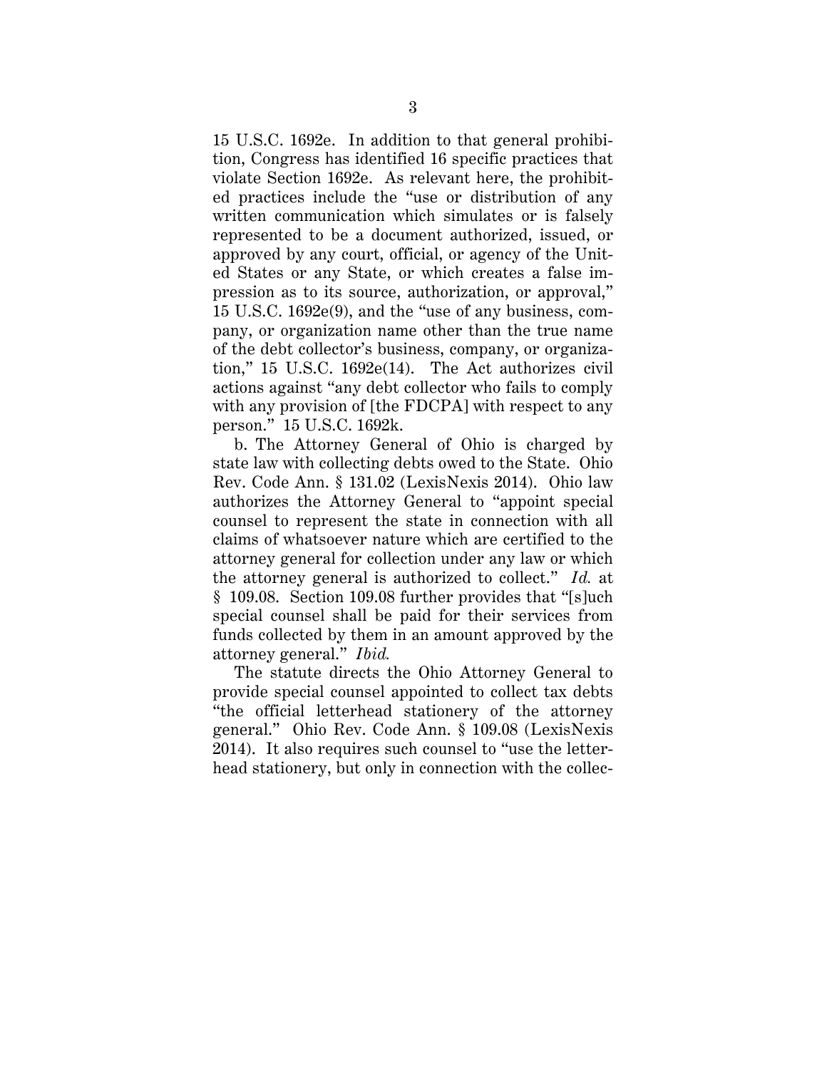15 U.S.C. 1692e. In addition to that general prohibition, Congress has identified 16 specific practices that violate Section 1692e. As relevant here, the prohibited practices include the "use or distribution of any written communication which simulates or is falsely represented to be a document authorized, issued, or approved by any court, official, or agency of the United States or any State, or which creates a false impression as to its source, authorization, or approval," 15 U.S.C. 1692e(9), and the "use of any business, company, or organization name other than the true name of the debt collector's business, company, or organization," 15 U.S.C. 1692e(14). The Act authorizes civil actions against "any debt collector who fails to comply with any provision of [the FDCPA] with respect to any person." 15 U.S.C. 1692k.

b. The Attorney General of Ohio is charged by state law with collecting debts owed to the State. Ohio Rev. Code Ann. § 131.02 (LexisNexis 2014). Ohio law authorizes the Attorney General to "appoint special counsel to represent the state in connection with all claims of whatsoever nature which are certified to the attorney general for collection under any law or which the attorney general is authorized to collect." *Id.* at § 109.08. Section 109.08 further provides that "[s]uch special counsel shall be paid for their services from funds collected by them in an amount approved by the attorney general." *Ibid.*

The statute directs the Ohio Attorney General to provide special counsel appointed to collect tax debts "the official letterhead stationery of the attorney general." Ohio Rev. Code Ann. § 109.08 (LexisNexis 2014). It also requires such counsel to "use the letterhead stationery, but only in connection with the collec-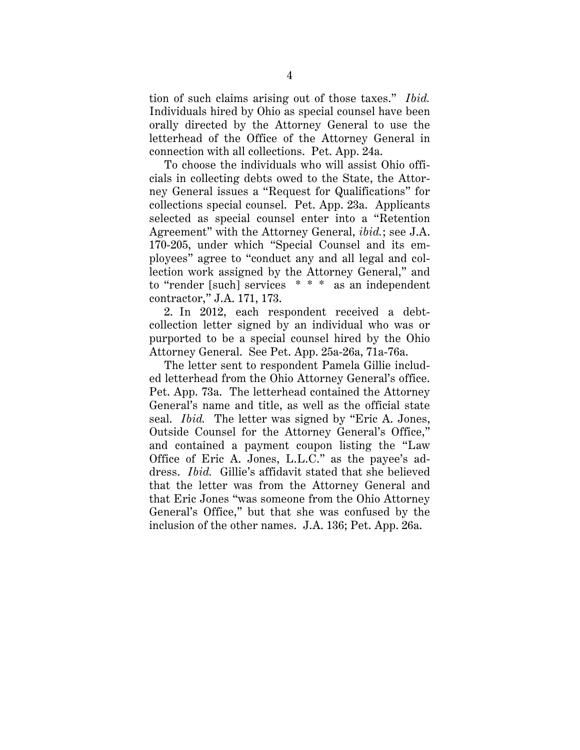tion of such claims arising out of those taxes." *Ibid.* Individuals hired by Ohio as special counsel have been orally directed by the Attorney General to use the letterhead of the Office of the Attorney General in connection with all collections. Pet. App. 24a.

To choose the individuals who will assist Ohio officials in collecting debts owed to the State, the Attorney General issues a "Request for Qualifications" for collections special counsel. Pet. App. 23a. Applicants selected as special counsel enter into a "Retention Agreement" with the Attorney General, *ibid.*; see J.A. 170-205, under which "Special Counsel and its employees" agree to "conduct any and all legal and collection work assigned by the Attorney General," and to "render [such] services * * * as an independent contractor," J.A. 171, 173.

2. In 2012, each respondent received a debt-collection letter signed by an individual who was or purported to be a special counsel hired by the Ohio Attorney General. See Pet. App. 25a-26a, 71a-76a.

The letter sent to respondent Pamela Gillie included letterhead from the Ohio Attorney General's office. Pet. App. 73a. The letterhead contained the Attorney General's name and title, as well as the official state seal. *Ibid.* The letter was signed by "Eric A. Jones, Outside Counsel for the Attorney General's Office," and contained a payment coupon listing the "Law Office of Eric A. Jones, L.L.C." as the payee's address. *Ibid.* Gillie's affidavit stated that she believed that the letter was from the Attorney General and that Eric Jones "was someone from the Ohio Attorney General's Office," but that she was confused by the inclusion of the other names. J.A. 136; Pet. App. 26a.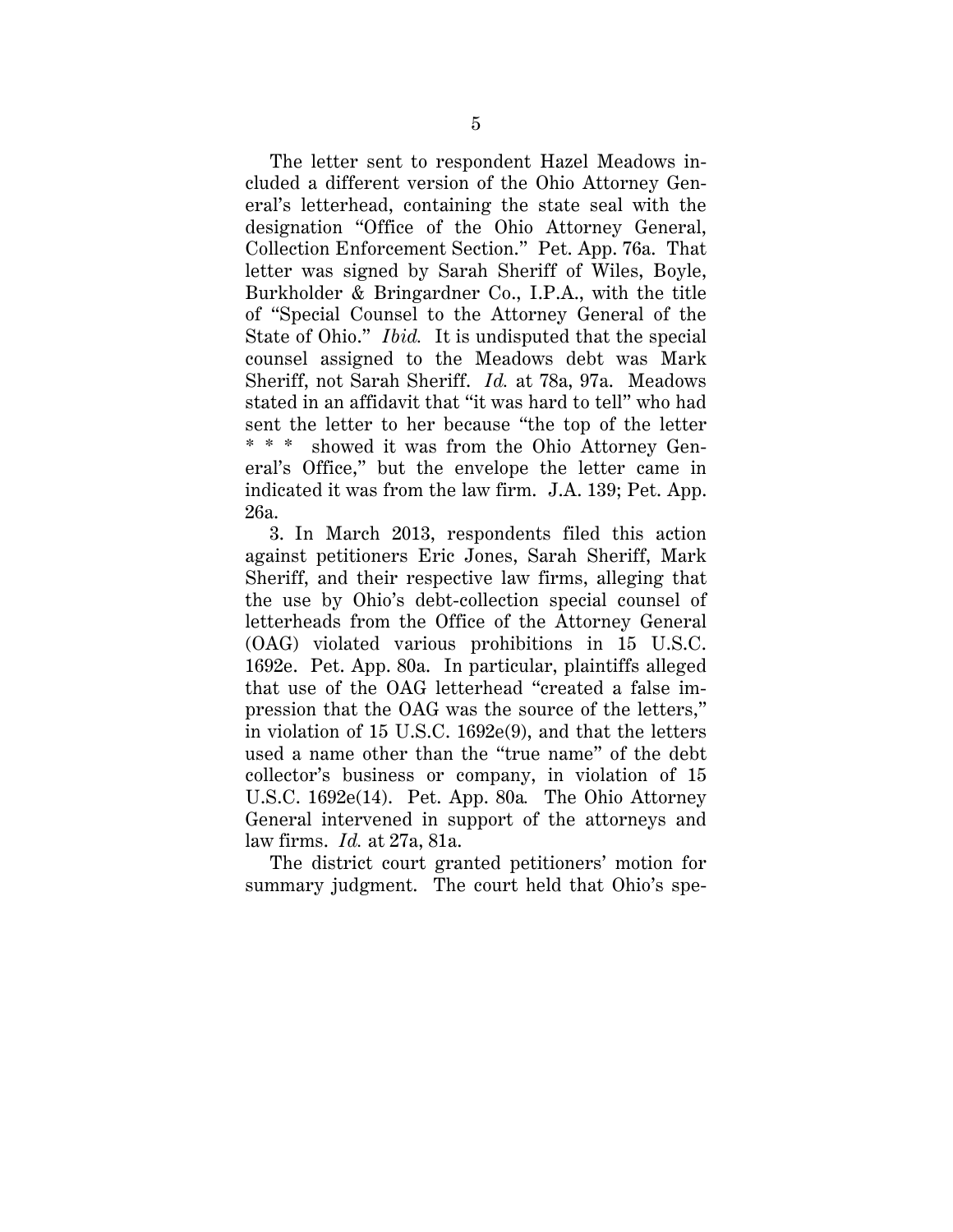The letter sent to respondent Hazel Meadows included a different version of the Ohio Attorney General's letterhead, containing the state seal with the designation "Office of the Ohio Attorney General, Collection Enforcement Section." Pet. App. 76a. That letter was signed by Sarah Sheriff of Wiles, Boyle, Burkholder & Bringardner Co., I.P.A., with the title of "Special Counsel to the Attorney General of the State of Ohio." *Ibid.* It is undisputed that the special counsel assigned to the Meadows debt was Mark Sheriff, not Sarah Sheriff. *Id.* at 78a, 97a. Meadows stated in an affidavit that "it was hard to tell" who had sent the letter to her because "the top of the letter * * * showed it was from the Ohio Attorney General's Office," but the envelope the letter came in indicated it was from the law firm. J.A. 139; Pet. App. 26a.

3. In March 2013, respondents filed this action against petitioners Eric Jones, Sarah Sheriff, Mark Sheriff, and their respective law firms, alleging that the use by Ohio's debt-collection special counsel of letterheads from the Office of the Attorney General (OAG) violated various prohibitions in 15 U.S.C. 1692e. Pet. App. 80a. In particular, plaintiffs alleged that use of the OAG letterhead "created a false impression that the OAG was the source of the letters," in violation of 15 U.S.C. 1692e(9), and that the letters used a name other than the "true name" of the debt collector's business or company, in violation of 15 U.S.C. 1692e(14). Pet. App. 80a. The Ohio Attorney General intervened in support of the attorneys and law firms. *Id.* at 27a, 81a.

The district court granted petitioners' motion for summary judgment. The court held that Ohio's spe-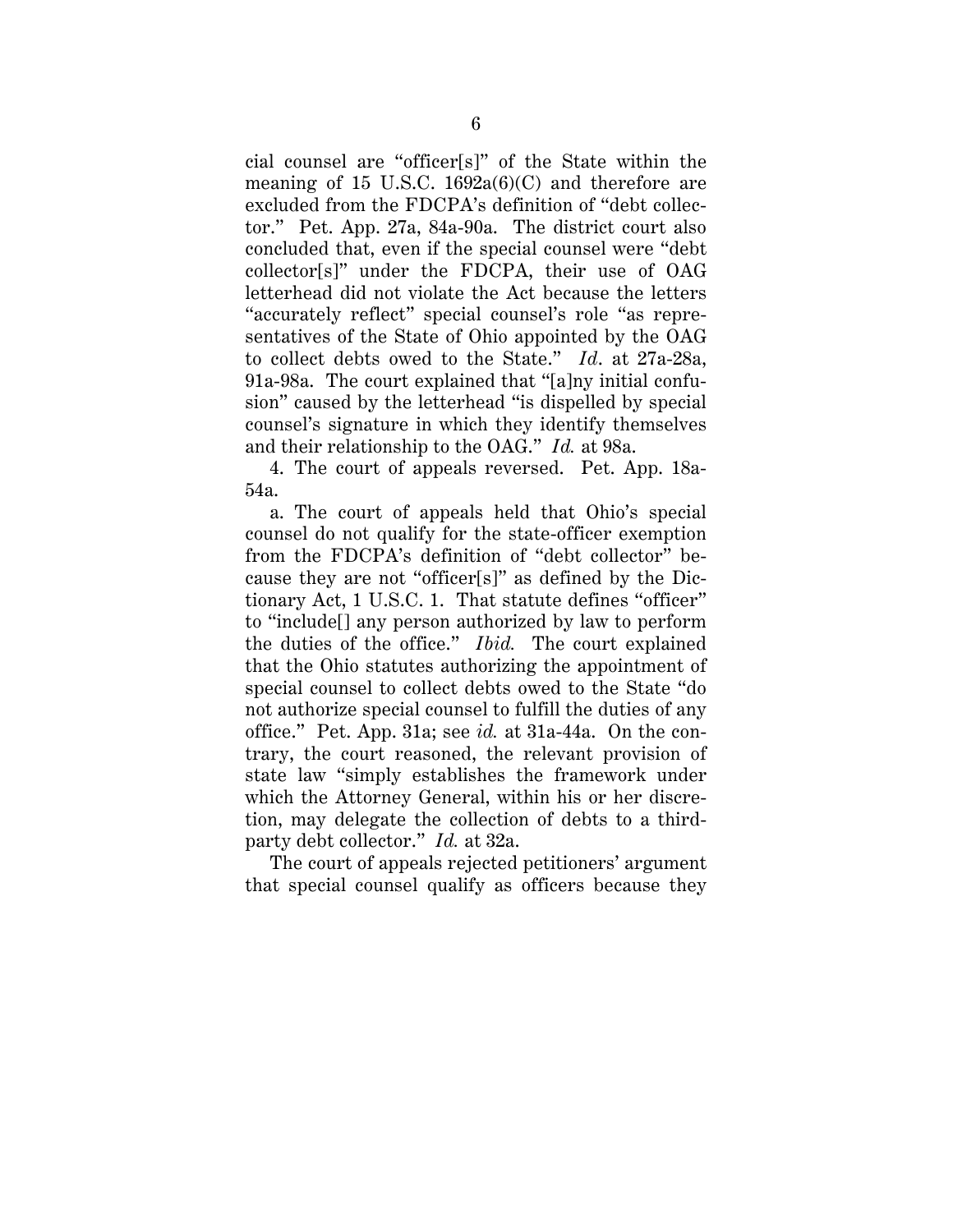cial counsel are "officer[s]" of the State within the meaning of 15 U.S.C. 1692a(6)(C) and therefore are excluded from the FDCPA's definition of "debt collector." Pet. App. 27a, 84a-90a. The district court also concluded that, even if the special counsel were "debt collector[s]" under the FDCPA, their use of OAG letterhead did not violate the Act because the letters "accurately reflect" special counsel's role "as representatives of the State of Ohio appointed by the OAG to collect debts owed to the State." *Id.* at 27a-28a, 91a-98a. The court explained that "[a]ny initial confusion" caused by the letterhead "is dispelled by special counsel's signature in which they identify themselves and their relationship to the OAG." *Id.* at 98a.

4. The court of appeals reversed. Pet. App. 18a-54a.

a. The court of appeals held that Ohio's special counsel do not qualify for the state-officer exemption from the FDCPA's definition of "debt collector" because they are not "officer[s]" as defined by the Dictionary Act, 1 U.S.C. 1. That statute defines "officer" to "include[] any person authorized by law to perform the duties of the office." *Ibid.* The court explained that the Ohio statutes authorizing the appointment of special counsel to collect debts owed to the State "do not authorize special counsel to fulfill the duties of any office." Pet. App. 31a; see *id.* at 31a-44a. On the contrary, the court reasoned, the relevant provision of state law "simply establishes the framework under which the Attorney General, within his or her discretion, may delegate the collection of debts to a third-party debt collector." *Id.* at 32a.

The court of appeals rejected petitioners' argument that special counsel qualify as officers because they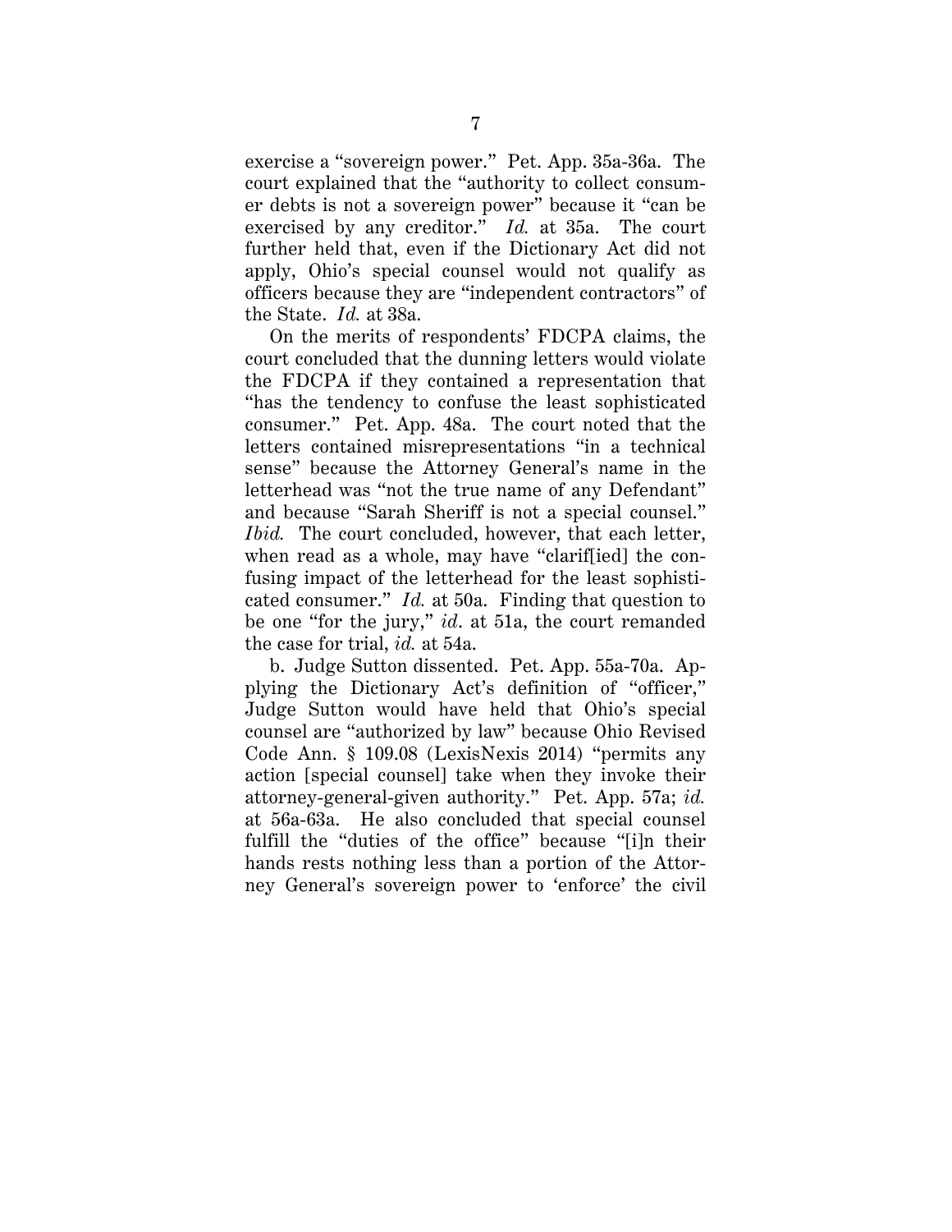exercise a "sovereign power." Pet. App. 35a-36a. The court explained that the "authority to collect consumer debts is not a sovereign power" because it "can be exercised by any creditor." *Id.* at 35a. The court further held that, even if the Dictionary Act did not apply, Ohio's special counsel would not qualify as officers because they are "independent contractors" of the State. *Id.* at 38a.

On the merits of respondents' FDCPA claims, the court concluded that the dunning letters would violate the FDCPA if they contained a representation that "has the tendency to confuse the least sophisticated consumer." Pet. App. 48a. The court noted that the letters contained misrepresentations "in a technical sense" because the Attorney General's name in the letterhead was "not the true name of any Defendant" and because "Sarah Sheriff is not a special counsel." *Ibid.* The court concluded, however, that each letter, when read as a whole, may have "clarif[ied] the confusing impact of the letterhead for the least sophisticated consumer." *Id.* at 50a. Finding that question to be one "for the jury," *id*. at 51a, the court remanded the case for trial, *id.* at 54a.

b. Judge Sutton dissented. Pet. App. 55a-70a. Applying the Dictionary Act's definition of "officer," Judge Sutton would have held that Ohio's special counsel are "authorized by law" because Ohio Revised Code Ann. § 109.08 (LexisNexis 2014) "permits any action [special counsel] take when they invoke their attorney-general-given authority." Pet. App. 57a; *id.* at 56a-63a. He also concluded that special counsel fulfill the "duties of the office" because "[i]n their hands rests nothing less than a portion of the Attorney General's sovereign power to 'enforce' the civil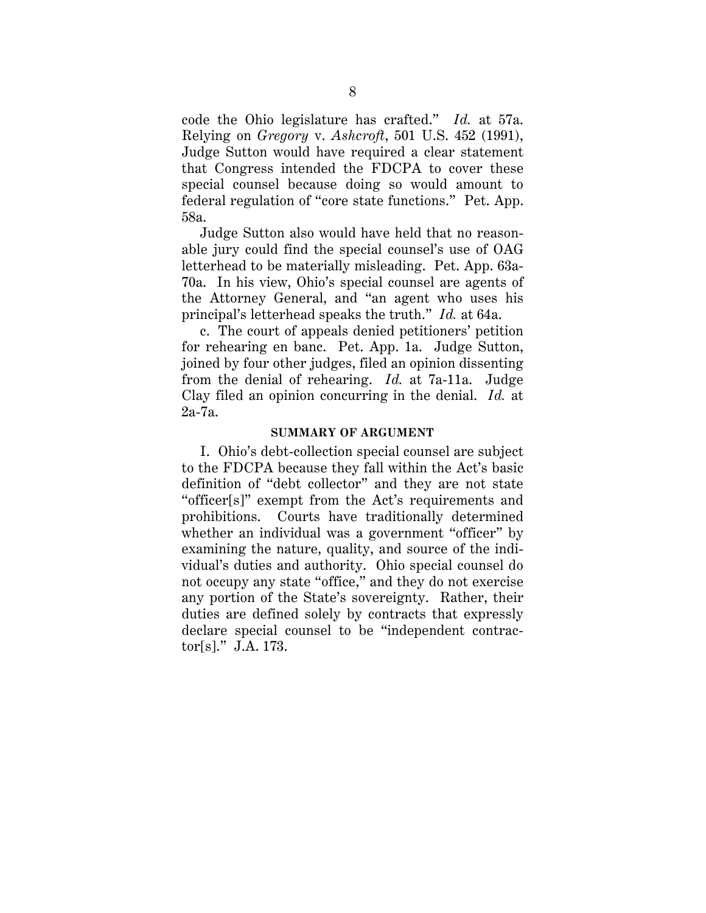code the Ohio legislature has crafted." *Id.* at 57a. Relying on *Gregory* v. *Ashcroft*, 501 U.S. 452 (1991), Judge Sutton would have required a clear statement that Congress intended the FDCPA to cover these special counsel because doing so would amount to federal regulation of "core state functions." Pet. App. 58a.

Judge Sutton also would have held that no reasonable jury could find the special counsel's use of OAG letterhead to be materially misleading. Pet. App. 63a-70a. In his view, Ohio's special counsel are agents of the Attorney General, and "an agent who uses his principal's letterhead speaks the truth." *Id.* at 64a.

c. The court of appeals denied petitioners' petition for rehearing en banc. Pet. App. 1a. Judge Sutton, joined by four other judges, filed an opinion dissenting from the denial of rehearing. *Id.* at 7a-11a. Judge Clay filed an opinion concurring in the denial. *Id.* at 2a-7a.

## SUMMARY OF ARGUMENT

I. Ohio's debt-collection special counsel are subject to the FDCPA because they fall within the Act's basic definition of "debt collector" and they are not state "officer[s]" exempt from the Act's requirements and prohibitions. Courts have traditionally determined whether an individual was a government "officer" by examining the nature, quality, and source of the individual's duties and authority. Ohio special counsel do not occupy any state "office," and they do not exercise any portion of the State's sovereignty. Rather, their duties are defined solely by contracts that expressly declare special counsel to be "independent contractor[s]." J.A. 173.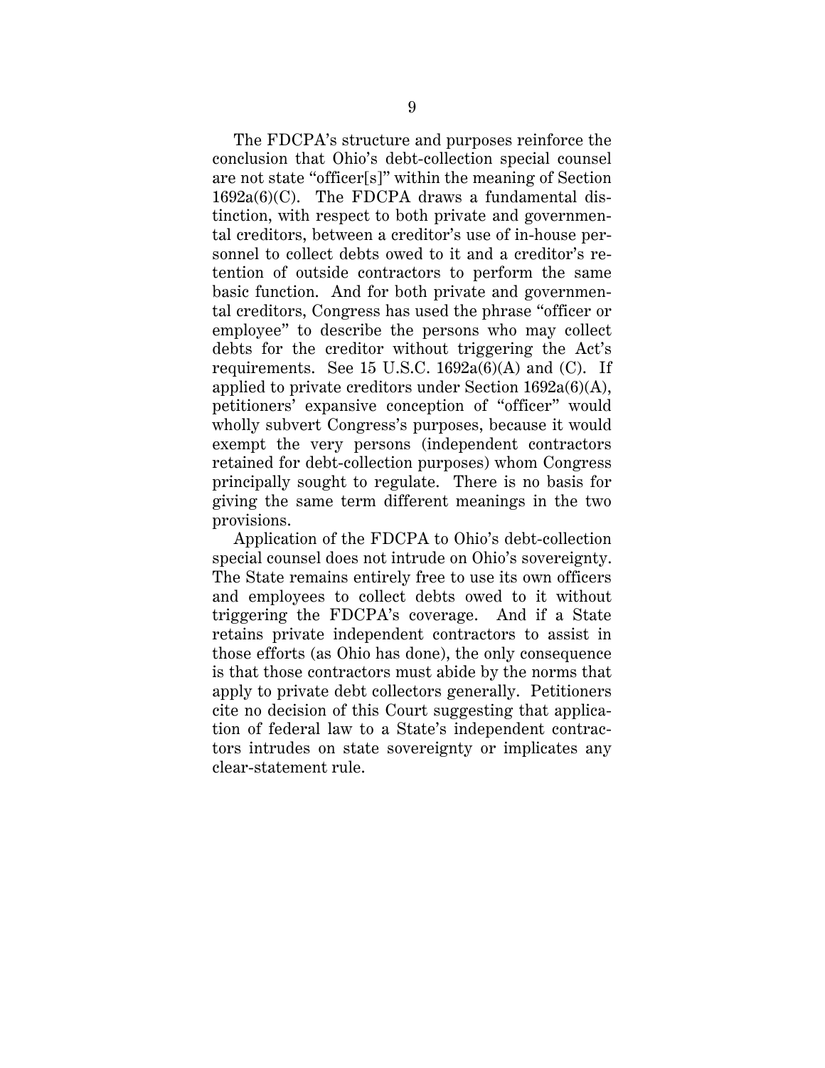The FDCPA's structure and purposes reinforce the conclusion that Ohio's debt-collection special counsel are not state "officer[s]" within the meaning of Section 1692a(6)(C). The FDCPA draws a fundamental distinction, with respect to both private and governmental creditors, between a creditor's use of in-house personnel to collect debts owed to it and a creditor's retention of outside contractors to perform the same basic function. And for both private and governmental creditors, Congress has used the phrase "officer or employee" to describe the persons who may collect debts for the creditor without triggering the Act's requirements. See 15 U.S.C. 1692a(6)(A) and (C). If applied to private creditors under Section 1692a(6)(A), petitioners' expansive conception of "officer" would wholly subvert Congress's purposes, because it would exempt the very persons (independent contractors retained for debt-collection purposes) whom Congress principally sought to regulate. There is no basis for giving the same term different meanings in the two provisions.

Application of the FDCPA to Ohio's debt-collection special counsel does not intrude on Ohio's sovereignty. The State remains entirely free to use its own officers and employees to collect debts owed to it without triggering the FDCPA's coverage. And if a State retains private independent contractors to assist in those efforts (as Ohio has done), the only consequence is that those contractors must abide by the norms that apply to private debt collectors generally. Petitioners cite no decision of this Court suggesting that application of federal law to a State's independent contractors intrudes on state sovereignty or implicates any clear-statement rule.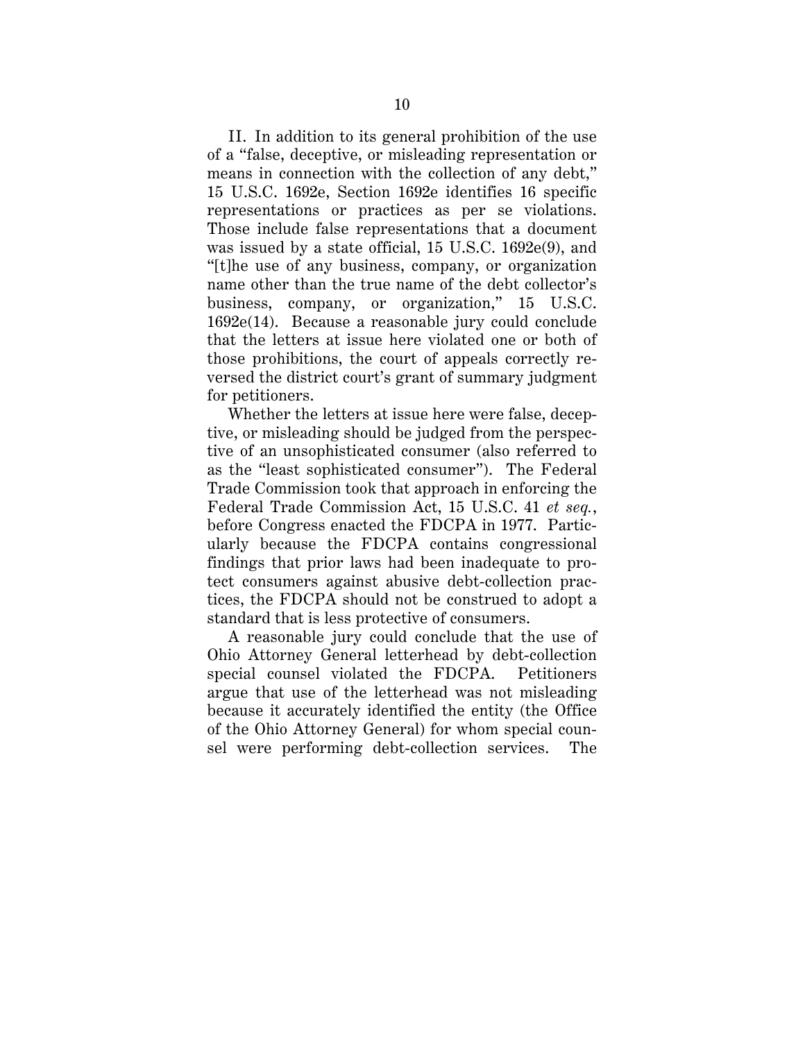II. In addition to its general prohibition of the use of a "false, deceptive, or misleading representation or means in connection with the collection of any debt," 15 U.S.C. 1692e, Section 1692e identifies 16 specific representations or practices as per se violations. Those include false representations that a document was issued by a state official, 15 U.S.C. 1692e(9), and "[t]he use of any business, company, or organization name other than the true name of the debt collector's business, company, or organization," 15 U.S.C. 1692e(14). Because a reasonable jury could conclude that the letters at issue here violated one or both of those prohibitions, the court of appeals correctly reversed the district court's grant of summary judgment for petitioners.

Whether the letters at issue here were false, deceptive, or misleading should be judged from the perspective of an unsophisticated consumer (also referred to as the "least sophisticated consumer"). The Federal Trade Commission took that approach in enforcing the Federal Trade Commission Act, 15 U.S.C. 41 *et seq.*, before Congress enacted the FDCPA in 1977. Particularly because the FDCPA contains congressional findings that prior laws had been inadequate to protect consumers against abusive debt-collection practices, the FDCPA should not be construed to adopt a standard that is less protective of consumers.

A reasonable jury could conclude that the use of Ohio Attorney General letterhead by debt-collection special counsel violated the FDCPA. Petitioners argue that use of the letterhead was not misleading because it accurately identified the entity (the Office of the Ohio Attorney General) for whom special counsel were performing debt-collection services. The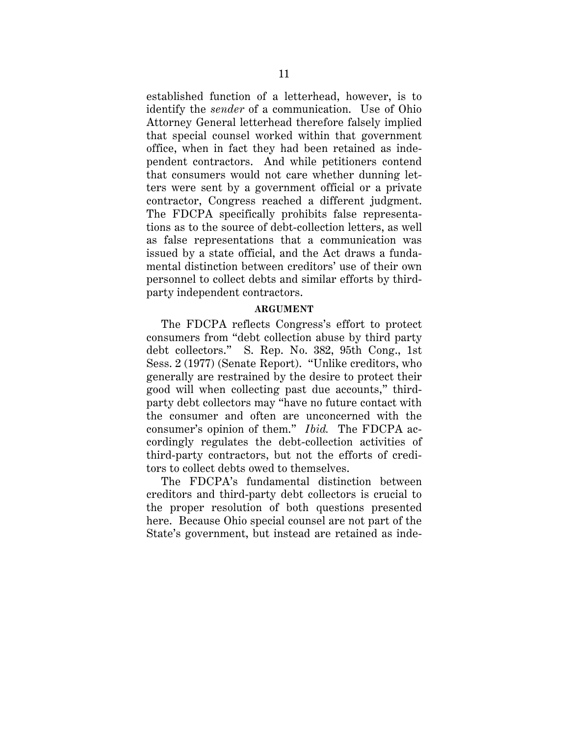established function of a letterhead, however, is to identify the *sender* of a communication. Use of Ohio Attorney General letterhead therefore falsely implied that special counsel worked within that government office, when in fact they had been retained as independent contractors. And while petitioners contend that consumers would not care whether dunning letters were sent by a government official or a private contractor, Congress reached a different judgment. The FDCPA specifically prohibits false representations as to the source of debt-collection letters, as well as false representations that a communication was issued by a state official, and the Act draws a fundamental distinction between creditors' use of their own personnel to collect debts and similar efforts by third-party independent contractors.

## ARGUMENT

The FDCPA reflects Congress's effort to protect consumers from "debt collection abuse by third party debt collectors." S. Rep. No. 382, 95th Cong., 1st Sess. 2 (1977) (Senate Report). "Unlike creditors, who generally are restrained by the desire to protect their good will when collecting past due accounts," third-party debt collectors may "have no future contact with the consumer and often are unconcerned with the consumer's opinion of them." *Ibid.* The FDCPA accordingly regulates the debt-collection activities of third-party contractors, but not the efforts of creditors to collect debts owed to themselves.

The FDCPA's fundamental distinction between creditors and third-party debt collectors is crucial to the proper resolution of both questions presented here. Because Ohio special counsel are not part of the State's government, but instead are retained as inde-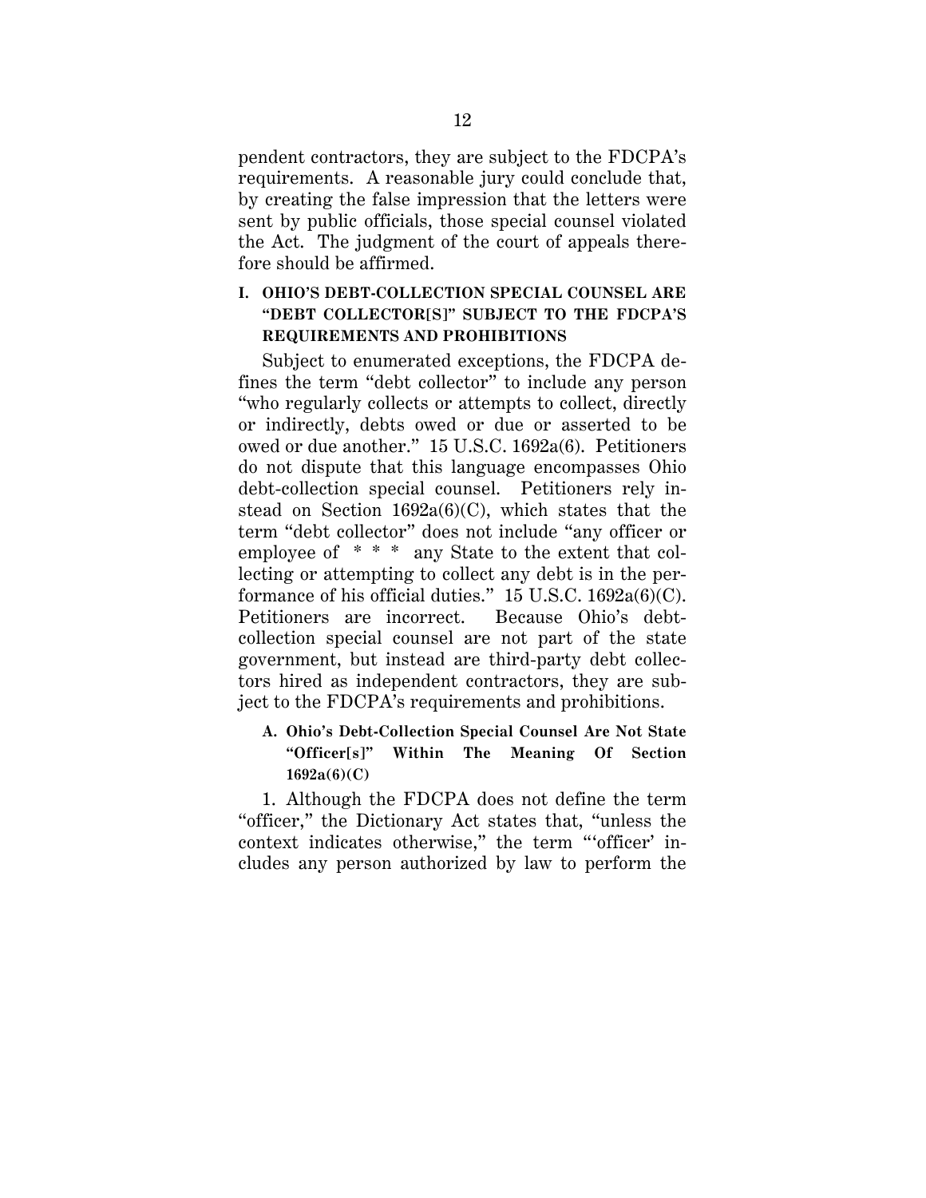pendent contractors, they are subject to the FDCPA's requirements. A reasonable jury could conclude that, by creating the false impression that the letters were sent by public officials, those special counsel violated the Act. The judgment of the court of appeals therefore should be affirmed.

## I. OHIO'S DEBT-COLLECTION SPECIAL COUNSEL ARE "DEBT COLLECTOR[S]" SUBJECT TO THE FDCPA'S REQUIREMENTS AND PROHIBITIONS

Subject to enumerated exceptions, the FDCPA defines the term "debt collector" to include any person "who regularly collects or attempts to collect, directly or indirectly, debts owed or due or asserted to be owed or due another." 15 U.S.C. 1692a(6). Petitioners do not dispute that this language encompasses Ohio debt-collection special counsel. Petitioners rely instead on Section 1692a(6)(C), which states that the term "debt collector" does not include "any officer or employee of * * * any State to the extent that collecting or attempting to collect any debt is in the performance of his official duties." 15 U.S.C. 1692a(6)(C). Petitioners are incorrect. Because Ohio's debt-collection special counsel are not part of the state government, but instead are third-party debt collectors hired as independent contractors, they are subject to the FDCPA's requirements and prohibitions.

### A. Ohio's Debt-Collection Special Counsel Are Not State "Officer[s]" Within The Meaning Of Section 1692a(6)(C)

1. Although the FDCPA does not define the term "officer," the Dictionary Act states that, "unless the context indicates otherwise," the term "'officer' includes any person authorized by law to perform the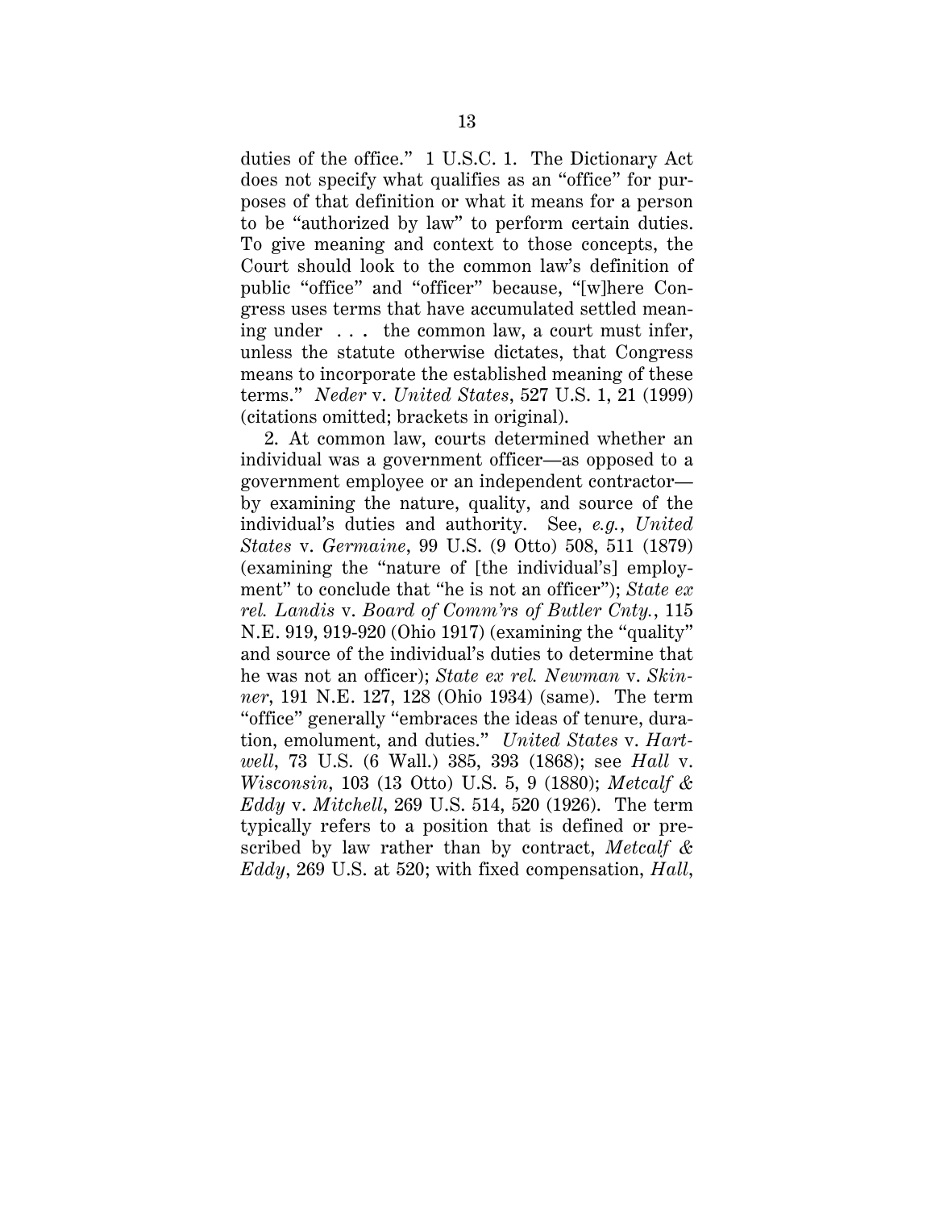duties of the office." 1 U.S.C. 1. The Dictionary Act does not specify what qualifies as an "office" for purposes of that definition or what it means for a person to be "authorized by law" to perform certain duties. To give meaning and context to those concepts, the Court should look to the common law's definition of public "office" and "officer" because, "[w]here Congress uses terms that have accumulated settled meaning under . . . the common law, a court must infer, unless the statute otherwise dictates, that Congress means to incorporate the established meaning of these terms." *Neder* v. *United States*, 527 U.S. 1, 21 (1999) (citations omitted; brackets in original).

2. At common law, courts determined whether an individual was a government officer—as opposed to a government employee or an independent contractor—by examining the nature, quality, and source of the individual's duties and authority. See, *e.g.*, *United States* v. *Germaine*, 99 U.S. (9 Otto) 508, 511 (1879) (examining the "nature of [the individual's] employment" to conclude that "he is not an officer"); *State ex rel. Landis* v. *Board of Comm'rs of Butler Cnty.*, 115 N.E. 919, 919-920 (Ohio 1917) (examining the "quality" and source of the individual's duties to determine that he was not an officer); *State ex rel. Newman* v. *Skinner*, 191 N.E. 127, 128 (Ohio 1934) (same). The term "office" generally "embraces the ideas of tenure, duration, emolument, and duties." *United States* v. *Hartwell*, 73 U.S. (6 Wall.) 385, 393 (1868); see *Hall* v. *Wisconsin*, 103 (13 Otto) U.S. 5, 9 (1880); *Metcalf & Eddy* v. *Mitchell*, 269 U.S. 514, 520 (1926). The term typically refers to a position that is defined or prescribed by law rather than by contract, *Metcalf & Eddy*, 269 U.S. at 520; with fixed compensation, *Hall*,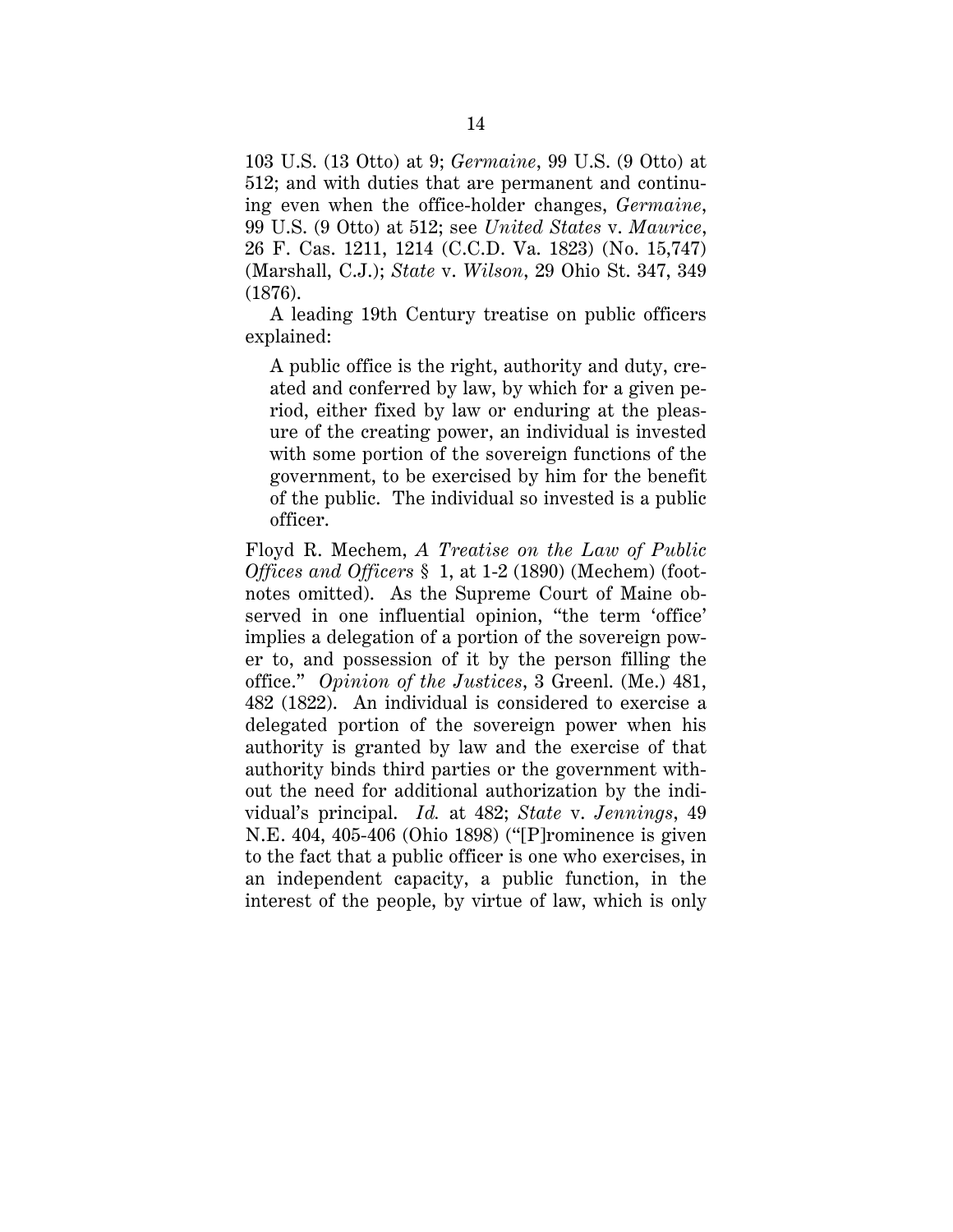103 U.S. (13 Otto) at 9; *Germaine*, 99 U.S. (9 Otto) at 512; and with duties that are permanent and continuing even when the office-holder changes, *Germaine*, 99 U.S. (9 Otto) at 512; see *United States* v. *Maurice*, 26 F. Cas. 1211, 1214 (C.C.D. Va. 1823) (No. 15,747) (Marshall, C.J.); *State* v. *Wilson*, 29 Ohio St. 347, 349 (1876).

A leading 19th Century treatise on public officers explained:

> A public office is the right, authority and duty, created and conferred by law, by which for a given period, either fixed by law or enduring at the pleasure of the creating power, an individual is invested with some portion of the sovereign functions of the government, to be exercised by him for the benefit of the public. The individual so invested is a public officer.

Floyd R. Mechem, *A Treatise on the Law of Public Offices and Officers* § 1, at 1-2 (1890) (Mechem) (footnotes omitted). As the Supreme Court of Maine observed in one influential opinion, "the term 'office' implies a delegation of a portion of the sovereign power to, and possession of it by the person filling the office." *Opinion of the Justices*, 3 Greenl. (Me.) 481, 482 (1822). An individual is considered to exercise a delegated portion of the sovereign power when his authority is granted by law and the exercise of that authority binds third parties or the government without the need for additional authorization by the individual's principal. *Id.* at 482; *State* v. *Jennings*, 49 N.E. 404, 405-406 (Ohio 1898) ("[P]rominence is given to the fact that a public officer is one who exercises, in an independent capacity, a public function, in the interest of the people, by virtue of law, which is only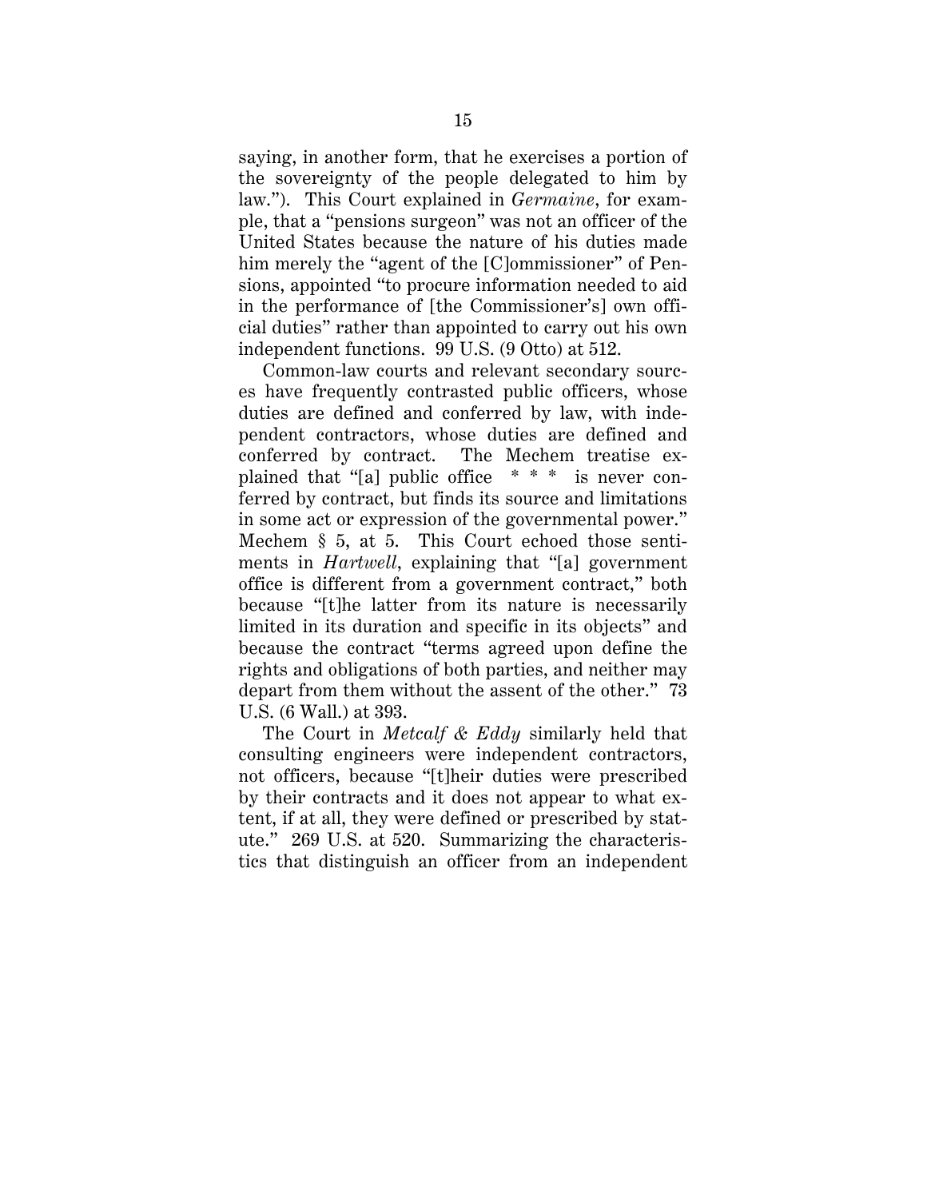saying, in another form, that he exercises a portion of the sovereignty of the people delegated to him by law."). This Court explained in *Germaine*, for example, that a "pensions surgeon" was not an officer of the United States because the nature of his duties made him merely the "agent of the [C]ommissioner" of Pensions, appointed "to procure information needed to aid in the performance of [the Commissioner's] own official duties" rather than appointed to carry out his own independent functions. 99 U.S. (9 Otto) at 512.

Common-law courts and relevant secondary sources have frequently contrasted public officers, whose duties are defined and conferred by law, with independent contractors, whose duties are defined and conferred by contract. The Mechem treatise explained that "[a] public office * * * is never conferred by contract, but finds its source and limitations in some act or expression of the governmental power." Mechem § 5, at 5. This Court echoed those sentiments in *Hartwell*, explaining that "[a] government office is different from a government contract," both because "[t]he latter from its nature is necessarily limited in its duration and specific in its objects" and because the contract "terms agreed upon define the rights and obligations of both parties, and neither may depart from them without the assent of the other." 73 U.S. (6 Wall.) at 393.

The Court in *Metcalf & Eddy* similarly held that consulting engineers were independent contractors, not officers, because "[t]heir duties were prescribed by their contracts and it does not appear to what extent, if at all, they were defined or prescribed by statute." 269 U.S. at 520. Summarizing the characteristics that distinguish an officer from an independent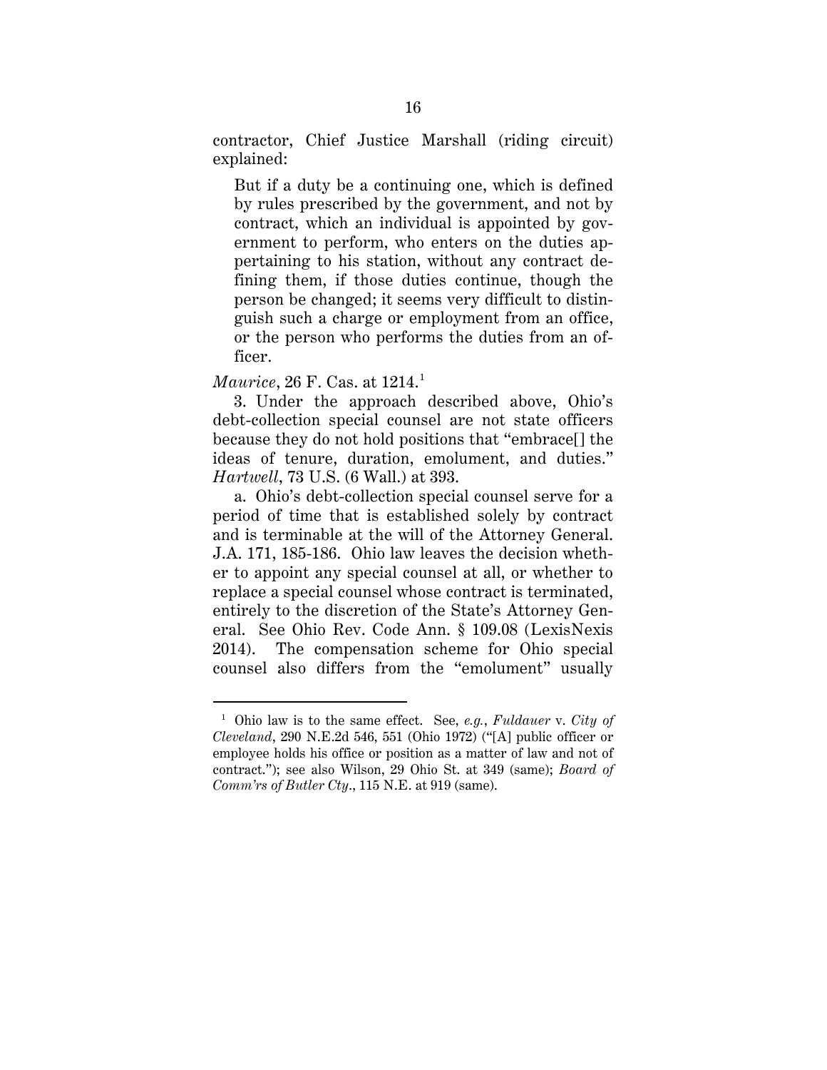contractor, Chief Justice Marshall (riding circuit) explained:

> But if a duty be a continuing one, which is defined by rules prescribed by the government, and not by contract, which an individual is appointed by government to perform, who enters on the duties appertaining to his station, without any contract defining them, if those duties continue, though the person be changed; it seems very difficult to distinguish such a charge or employment from an office, or the person who performs the duties from an officer.

*Maurice*, 26 F. Cas. at 1214.[1]

3. Under the approach described above, Ohio's debt-collection special counsel are not state officers because they do not hold positions that "embrace[] the ideas of tenure, duration, emolument, and duties." *Hartwell*, 73 U.S. (6 Wall.) at 393.

a. Ohio's debt-collection special counsel serve for a period of time that is established solely by contract and is terminable at the will of the Attorney General. J.A. 171, 185-186. Ohio law leaves the decision whether to appoint any special counsel at all, or whether to replace a special counsel whose contract is terminated, entirely to the discretion of the State's Attorney General. See Ohio Rev. Code Ann. § 109.08 (LexisNexis 2014). The compensation scheme for Ohio special counsel also differs from the "emolument" usually

---

[1] Ohio law is to the same effect. See, *e.g.*, *Fuldauer* v. *City of Cleveland*, 290 N.E.2d 546, 551 (Ohio 1972) ("[A] public officer or employee holds his office or position as a matter of law and not of contract."); see also Wilson, 29 Ohio St. at 349 (same); *Board of Comm'rs of Butler Cty.*, 115 N.E. at 919 (same).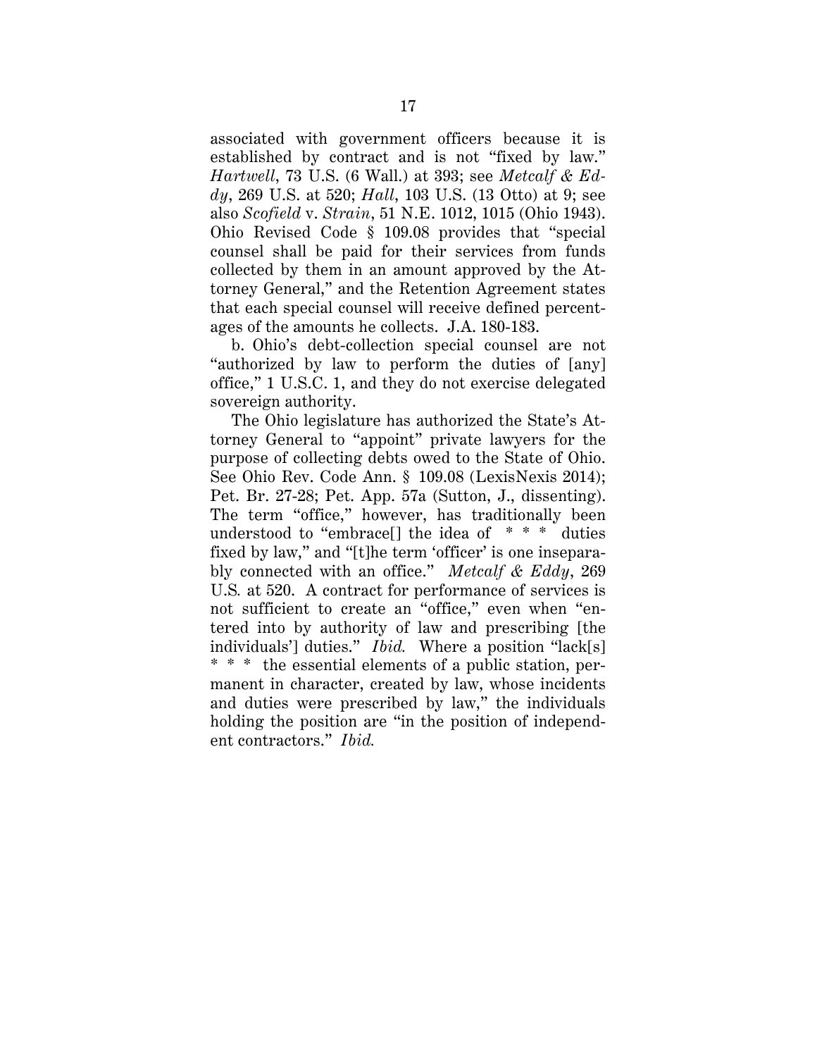associated with government officers because it is established by contract and is not "fixed by law." *Hartwell*, 73 U.S. (6 Wall.) at 393; see *Metcalf & Eddy*, 269 U.S. at 520; *Hall*, 103 U.S. (13 Otto) at 9; see also *Scofield* v. *Strain*, 51 N.E. 1012, 1015 (Ohio 1943). Ohio Revised Code § 109.08 provides that "special counsel shall be paid for their services from funds collected by them in an amount approved by the Attorney General," and the Retention Agreement states that each special counsel will receive defined percentages of the amounts he collects. J.A. 180-183.

b. Ohio's debt-collection special counsel are not "authorized by law to perform the duties of [any] office," 1 U.S.C. 1, and they do not exercise delegated sovereign authority.

The Ohio legislature has authorized the State's Attorney General to "appoint" private lawyers for the purpose of collecting debts owed to the State of Ohio. See Ohio Rev. Code Ann. § 109.08 (LexisNexis 2014); Pet. Br. 27-28; Pet. App. 57a (Sutton, J., dissenting). The term "office," however, has traditionally been understood to "embrace[] the idea of * * * duties fixed by law," and "[t]he term 'officer' is one inseparably connected with an office." *Metcalf & Eddy*, 269 U.S. at 520. A contract for performance of services is not sufficient to create an "office," even when "entered into by authority of law and prescribing [the individuals'] duties." *Ibid.* Where a position "lack[s] * * * the essential elements of a public station, permanent in character, created by law, whose incidents and duties were prescribed by law," the individuals holding the position are "in the position of independent contractors." *Ibid.*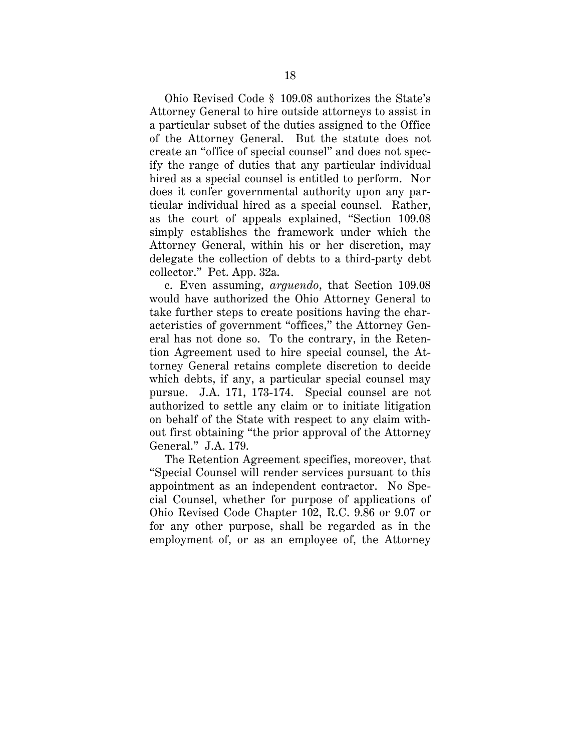Ohio Revised Code § 109.08 authorizes the State's Attorney General to hire outside attorneys to assist in a particular subset of the duties assigned to the Office of the Attorney General. But the statute does not create an "office of special counsel" and does not specify the range of duties that any particular individual hired as a special counsel is entitled to perform. Nor does it confer governmental authority upon any particular individual hired as a special counsel. Rather, as the court of appeals explained, "Section 109.08 simply establishes the framework under which the Attorney General, within his or her discretion, may delegate the collection of debts to a third-party debt collector." Pet. App. 32a.

c. Even assuming, *arguendo*, that Section 109.08 would have authorized the Ohio Attorney General to take further steps to create positions having the characteristics of government "offices," the Attorney General has not done so. To the contrary, in the Retention Agreement used to hire special counsel, the Attorney General retains complete discretion to decide which debts, if any, a particular special counsel may pursue. J.A. 171, 173-174. Special counsel are not authorized to settle any claim or to initiate litigation on behalf of the State with respect to any claim without first obtaining "the prior approval of the Attorney General." J.A. 179.

The Retention Agreement specifies, moreover, that "Special Counsel will render services pursuant to this appointment as an independent contractor. No Special Counsel, whether for purpose of applications of Ohio Revised Code Chapter 102, R.C. 9.86 or 9.07 or for any other purpose, shall be regarded as in the employment of, or as an employee of, the Attorney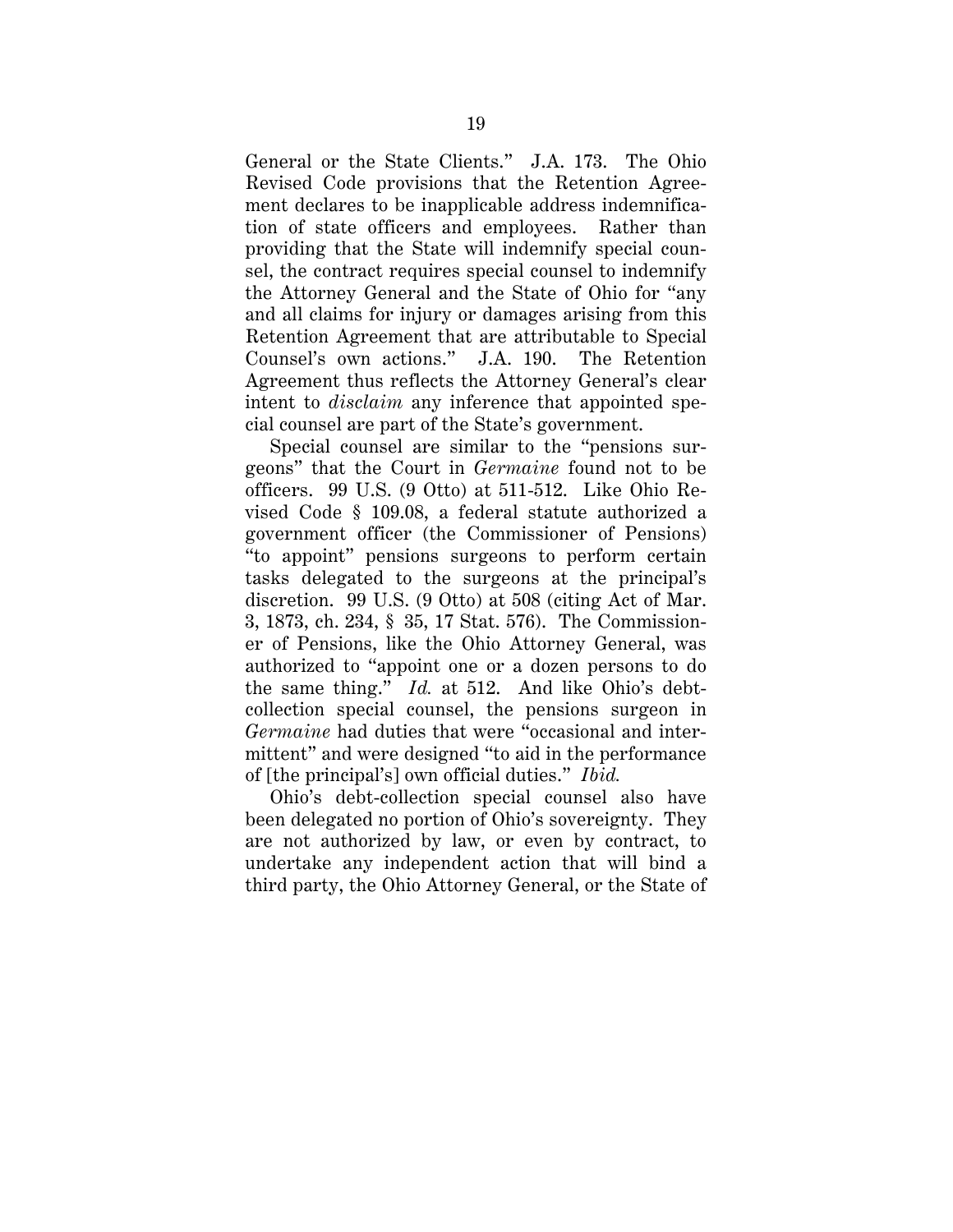General or the State Clients." J.A. 173. The Ohio Revised Code provisions that the Retention Agreement declares to be inapplicable address indemnification of state officers and employees. Rather than providing that the State will indemnify special counsel, the contract requires special counsel to indemnify the Attorney General and the State of Ohio for "any and all claims for injury or damages arising from this Retention Agreement that are attributable to Special Counsel's own actions." J.A. 190. The Retention Agreement thus reflects the Attorney General's clear intent to *disclaim* any inference that appointed special counsel are part of the State's government.

Special counsel are similar to the "pensions surgeons" that the Court in *Germaine* found not to be officers. 99 U.S. (9 Otto) at 511-512. Like Ohio Revised Code § 109.08, a federal statute authorized a government officer (the Commissioner of Pensions) "to appoint" pensions surgeons to perform certain tasks delegated to the surgeons at the principal's discretion. 99 U.S. (9 Otto) at 508 (citing Act of Mar. 3, 1873, ch. 234, § 35, 17 Stat. 576). The Commissioner of Pensions, like the Ohio Attorney General, was authorized to "appoint one or a dozen persons to do the same thing." *Id.* at 512. And like Ohio's debt-collection special counsel, the pensions surgeon in *Germaine* had duties that were "occasional and intermittent" and were designed "to aid in the performance of [the principal's] own official duties." *Ibid.*

Ohio's debt-collection special counsel also have been delegated no portion of Ohio's sovereignty. They are not authorized by law, or even by contract, to undertake any independent action that will bind a third party, the Ohio Attorney General, or the State of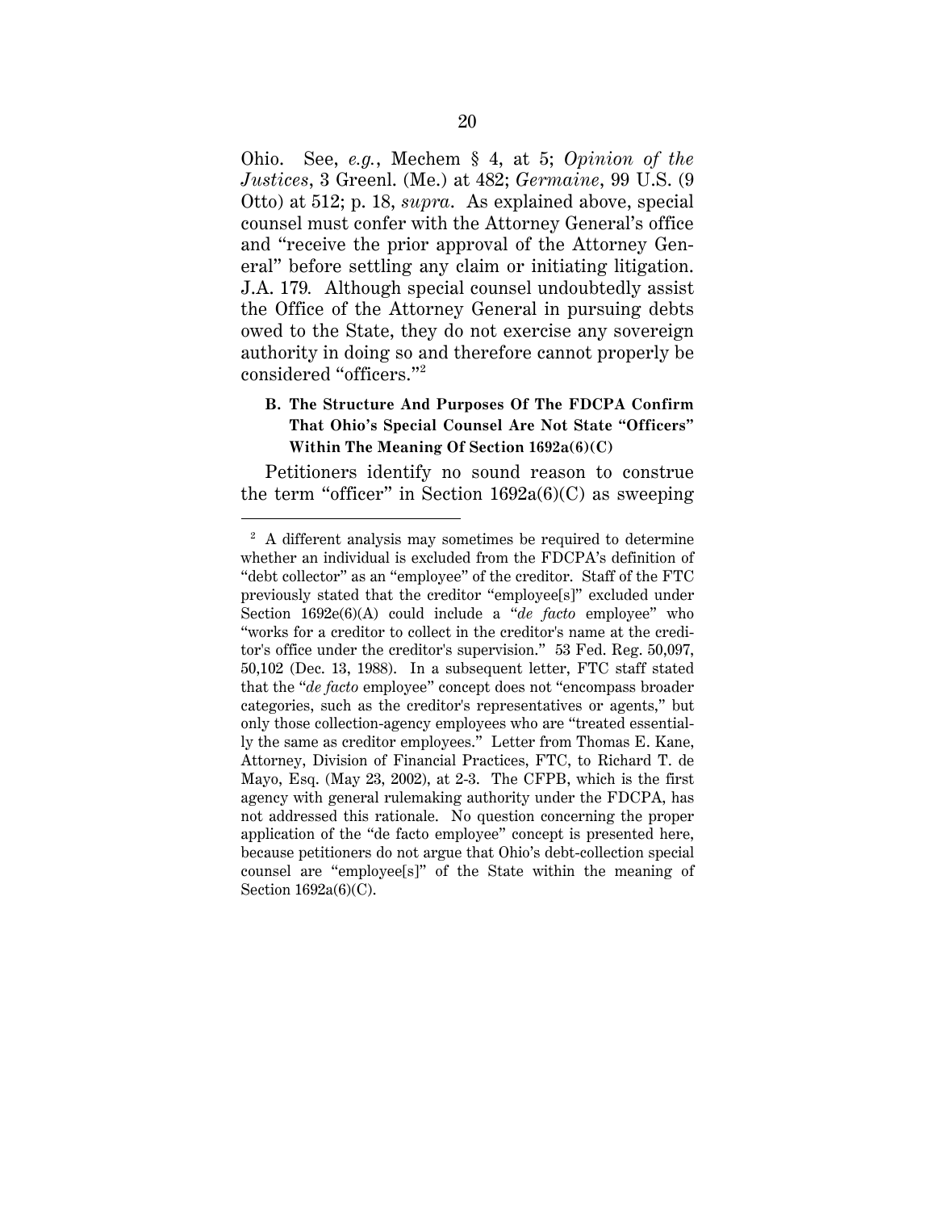Ohio. See, *e.g.*, Mechem § 4, at 5; *Opinion of the Justices*, 3 Greenl. (Me.) at 482; *Germaine*, 99 U.S. (9 Otto) at 512; p. 18, *supra*. As explained above, special counsel must confer with the Attorney General's office and "receive the prior approval of the Attorney General" before settling any claim or initiating litigation. J.A. 179. Although special counsel undoubtedly assist the Office of the Attorney General in pursuing debts owed to the State, they do not exercise any sovereign authority in doing so and therefore cannot properly be considered "officers."[2]

### B. The Structure And Purposes Of The FDCPA Confirm That Ohio's Special Counsel Are Not State "Officers" Within The Meaning Of Section 1692a(6)(C)

Petitioners identify no sound reason to construe the term "officer" in Section 1692a(6)(C) as sweeping

---

[2] A different analysis may sometimes be required to determine whether an individual is excluded from the FDCPA's definition of "debt collector" as an "employee" of the creditor. Staff of the FTC previously stated that the creditor "employee[s]" excluded under Section 1692e(6)(A) could include a "*de facto* employee" who "works for a creditor to collect in the creditor's name at the creditor's office under the creditor's supervision." 53 Fed. Reg. 50,097, 50,102 (Dec. 13, 1988). In a subsequent letter, FTC staff stated that the "*de facto* employee" concept does not "encompass broader categories, such as the creditor's representatives or agents," but only those collection-agency employees who are "treated essentially the same as creditor employees." Letter from Thomas E. Kane, Attorney, Division of Financial Practices, FTC, to Richard T. de Mayo, Esq. (May 23, 2002), at 2-3. The CFPB, which is the first agency with general rulemaking authority under the FDCPA, has not addressed this rationale. No question concerning the proper application of the "de facto employee" concept is presented here, because petitioners do not argue that Ohio's debt-collection special counsel are "employee[s]" of the State within the meaning of Section 1692a(6)(C).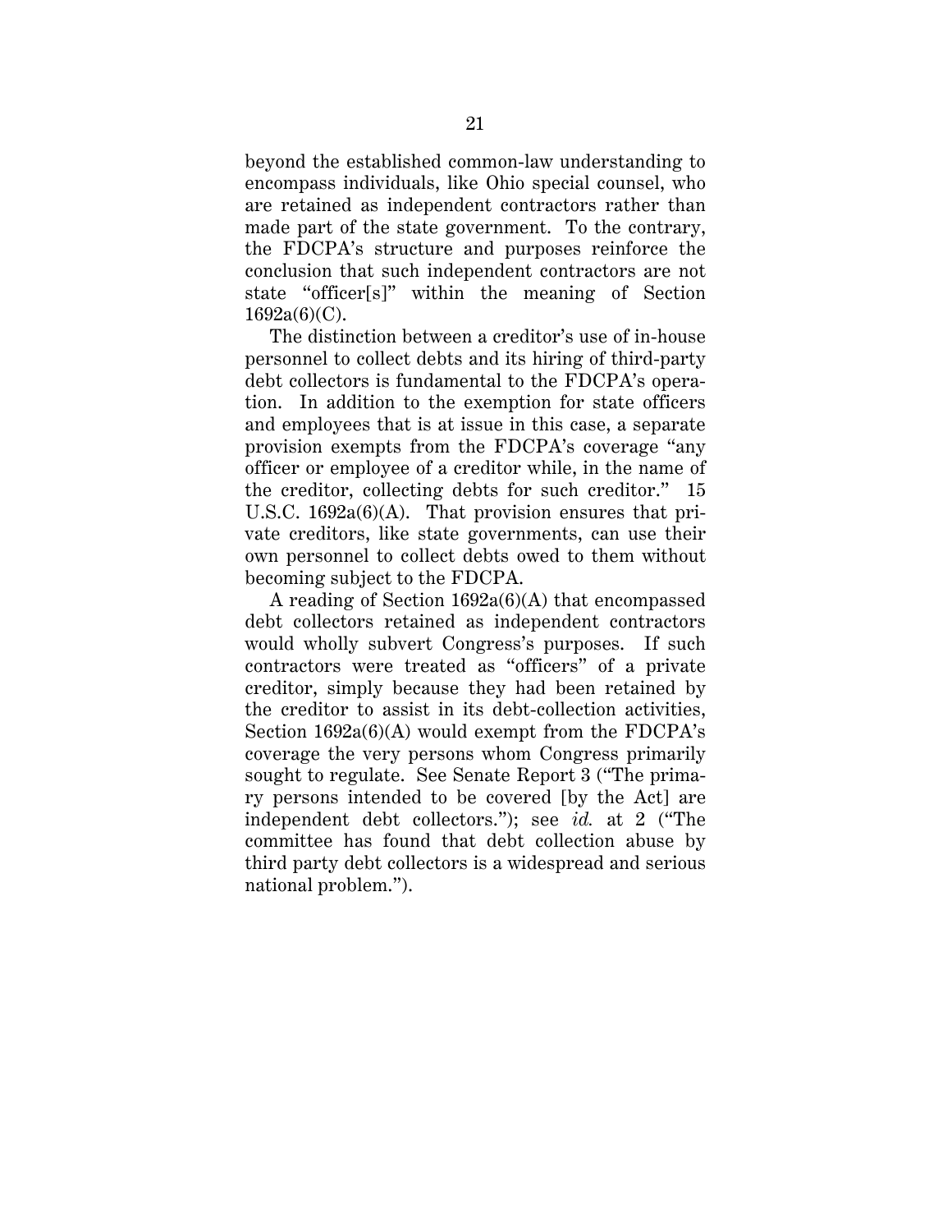beyond the established common-law understanding to encompass individuals, like Ohio special counsel, who are retained as independent contractors rather than made part of the state government. To the contrary, the FDCPA's structure and purposes reinforce the conclusion that such independent contractors are not state "officer[s]" within the meaning of Section 1692a(6)(C).

The distinction between a creditor's use of in-house personnel to collect debts and its hiring of third-party debt collectors is fundamental to the FDCPA's operation. In addition to the exemption for state officers and employees that is at issue in this case, a separate provision exempts from the FDCPA's coverage "any officer or employee of a creditor while, in the name of the creditor, collecting debts for such creditor." 15 U.S.C. 1692a(6)(A). That provision ensures that private creditors, like state governments, can use their own personnel to collect debts owed to them without becoming subject to the FDCPA.

A reading of Section 1692a(6)(A) that encompassed debt collectors retained as independent contractors would wholly subvert Congress's purposes. If such contractors were treated as "officers" of a private creditor, simply because they had been retained by the creditor to assist in its debt-collection activities, Section 1692a(6)(A) would exempt from the FDCPA's coverage the very persons whom Congress primarily sought to regulate. See Senate Report 3 ("The primary persons intended to be covered [by the Act] are independent debt collectors."); see *id.* at 2 ("The committee has found that debt collection abuse by third party debt collectors is a widespread and serious national problem.").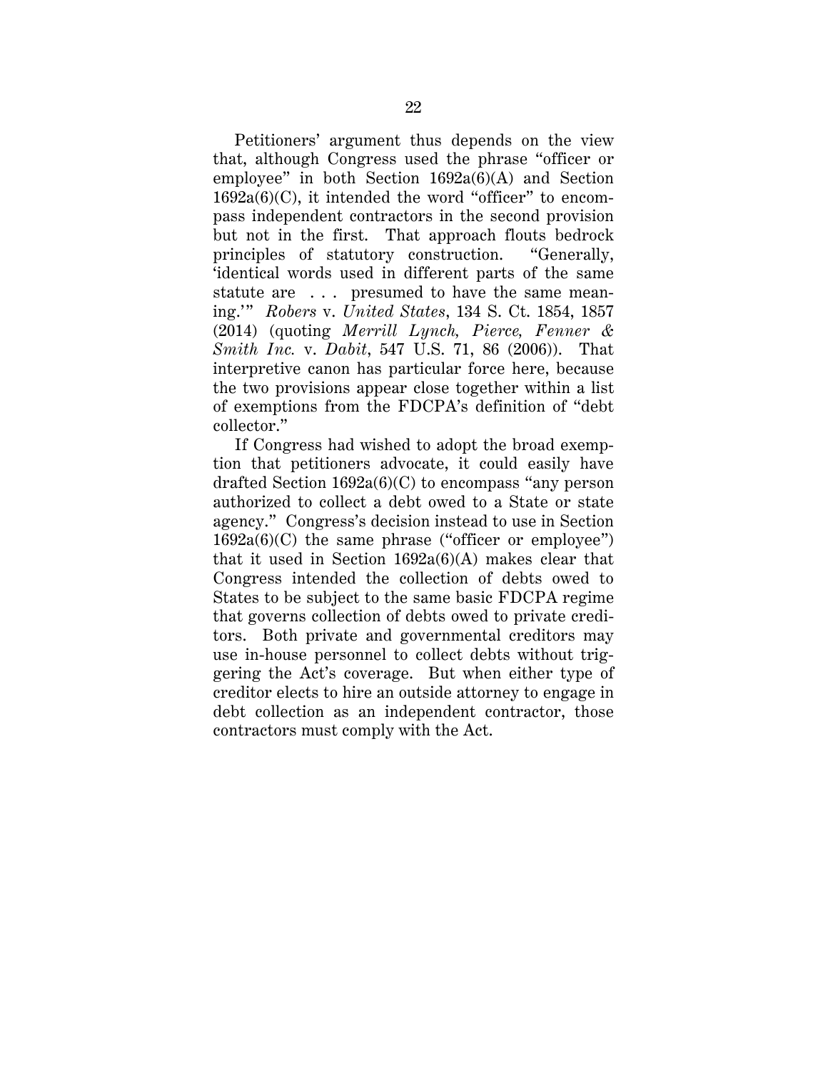Petitioners' argument thus depends on the view that, although Congress used the phrase "officer or employee" in both Section 1692a(6)(A) and Section 1692a(6)(C), it intended the word "officer" to encompass independent contractors in the second provision but not in the first. That approach flouts bedrock principles of statutory construction. "Generally, 'identical words used in different parts of the same statute are . . . presumed to have the same meaning.'" *Robers* v. *United States*, 134 S. Ct. 1854, 1857 (2014) (quoting *Merrill Lynch, Pierce, Fenner & Smith Inc.* v. *Dabit*, 547 U.S. 71, 86 (2006)). That interpretive canon has particular force here, because the two provisions appear close together within a list of exemptions from the FDCPA's definition of "debt collector."

If Congress had wished to adopt the broad exemption that petitioners advocate, it could easily have drafted Section 1692a(6)(C) to encompass "any person authorized to collect a debt owed to a State or state agency." Congress's decision instead to use in Section 1692a(6)(C) the same phrase ("officer or employee") that it used in Section 1692a(6)(A) makes clear that Congress intended the collection of debts owed to States to be subject to the same basic FDCPA regime that governs collection of debts owed to private creditors. Both private and governmental creditors may use in-house personnel to collect debts without triggering the Act's coverage. But when either type of creditor elects to hire an outside attorney to engage in debt collection as an independent contractor, those contractors must comply with the Act.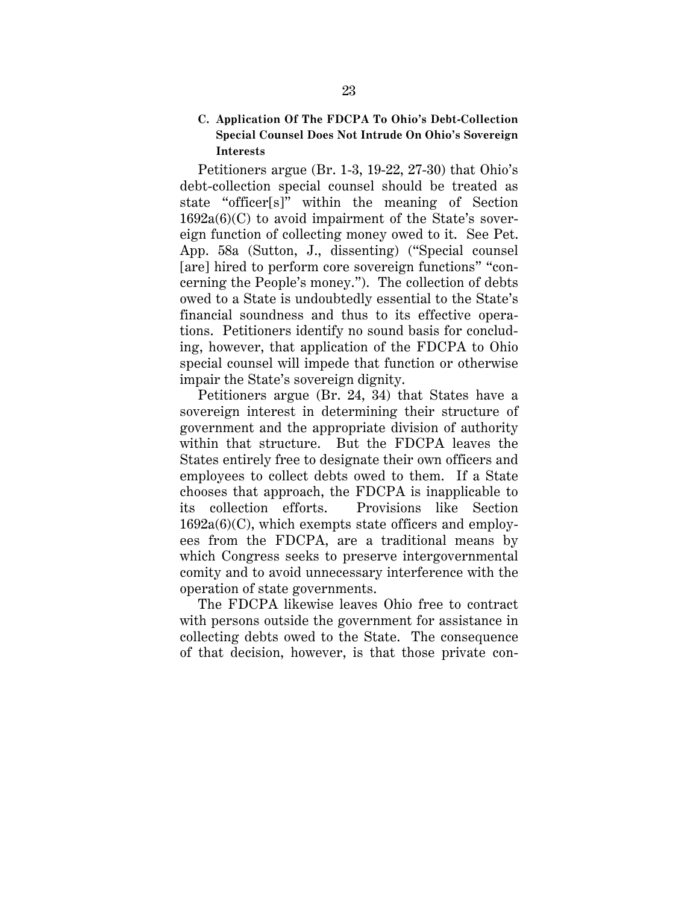### C. Application Of The FDCPA To Ohio's Debt-Collection Special Counsel Does Not Intrude On Ohio's Sovereign Interests

Petitioners argue (Br. 1-3, 19-22, 27-30) that Ohio's debt-collection special counsel should be treated as state "officer[s]" within the meaning of Section 1692a(6)(C) to avoid impairment of the State's sovereign function of collecting money owed to it. See Pet. App. 58a (Sutton, J., dissenting) ("Special counsel [are] hired to perform core sovereign functions" "concerning the People's money."). The collection of debts owed to a State is undoubtedly essential to the State's financial soundness and thus to its effective operations. Petitioners identify no sound basis for concluding, however, that application of the FDCPA to Ohio special counsel will impede that function or otherwise impair the State's sovereign dignity.

Petitioners argue (Br. 24, 34) that States have a sovereign interest in determining their structure of government and the appropriate division of authority within that structure. But the FDCPA leaves the States entirely free to designate their own officers and employees to collect debts owed to them. If a State chooses that approach, the FDCPA is inapplicable to its collection efforts. Provisions like Section 1692a(6)(C), which exempts state officers and employees from the FDCPA, are a traditional means by which Congress seeks to preserve intergovernmental comity and to avoid unnecessary interference with the operation of state governments.

The FDCPA likewise leaves Ohio free to contract with persons outside the government for assistance in collecting debts owed to the State. The consequence of that decision, however, is that those private con-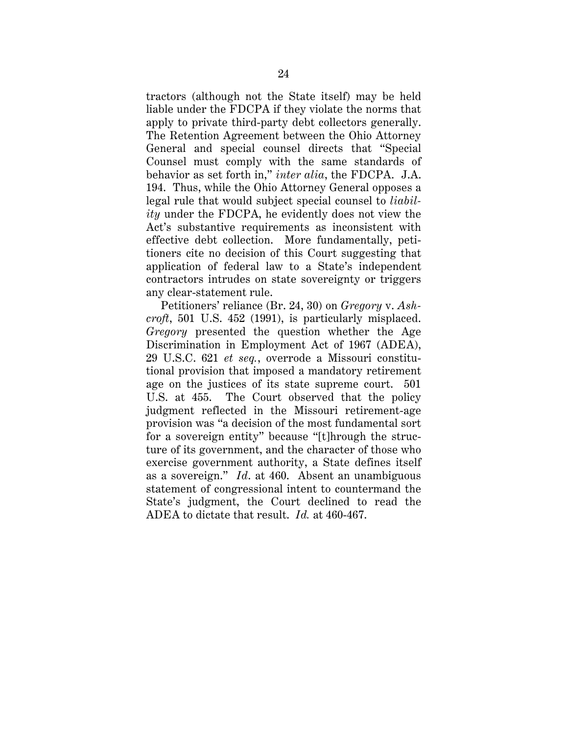tractors (although not the State itself) may be held liable under the FDCPA if they violate the norms that apply to private third-party debt collectors generally. The Retention Agreement between the Ohio Attorney General and special counsel directs that "Special Counsel must comply with the same standards of behavior as set forth in," *inter alia*, the FDCPA. J.A. 194. Thus, while the Ohio Attorney General opposes a legal rule that would subject special counsel to *liability* under the FDCPA, he evidently does not view the Act's substantive requirements as inconsistent with effective debt collection. More fundamentally, petitioners cite no decision of this Court suggesting that application of federal law to a State's independent contractors intrudes on state sovereignty or triggers any clear-statement rule.

Petitioners' reliance (Br. 24, 30) on *Gregory* v. *Ashcroft*, 501 U.S. 452 (1991), is particularly misplaced. *Gregory* presented the question whether the Age Discrimination in Employment Act of 1967 (ADEA), 29 U.S.C. 621 *et seq.*, overrode a Missouri constitutional provision that imposed a mandatory retirement age on the justices of its state supreme court. 501 U.S. at 455. The Court observed that the policy judgment reflected in the Missouri retirement-age provision was "a decision of the most fundamental sort for a sovereign entity" because "[t]hrough the structure of its government, and the character of those who exercise government authority, a State defines itself as a sovereign." *Id*. at 460. Absent an unambiguous statement of congressional intent to countermand the State's judgment, the Court declined to read the ADEA to dictate that result. *Id.* at 460-467.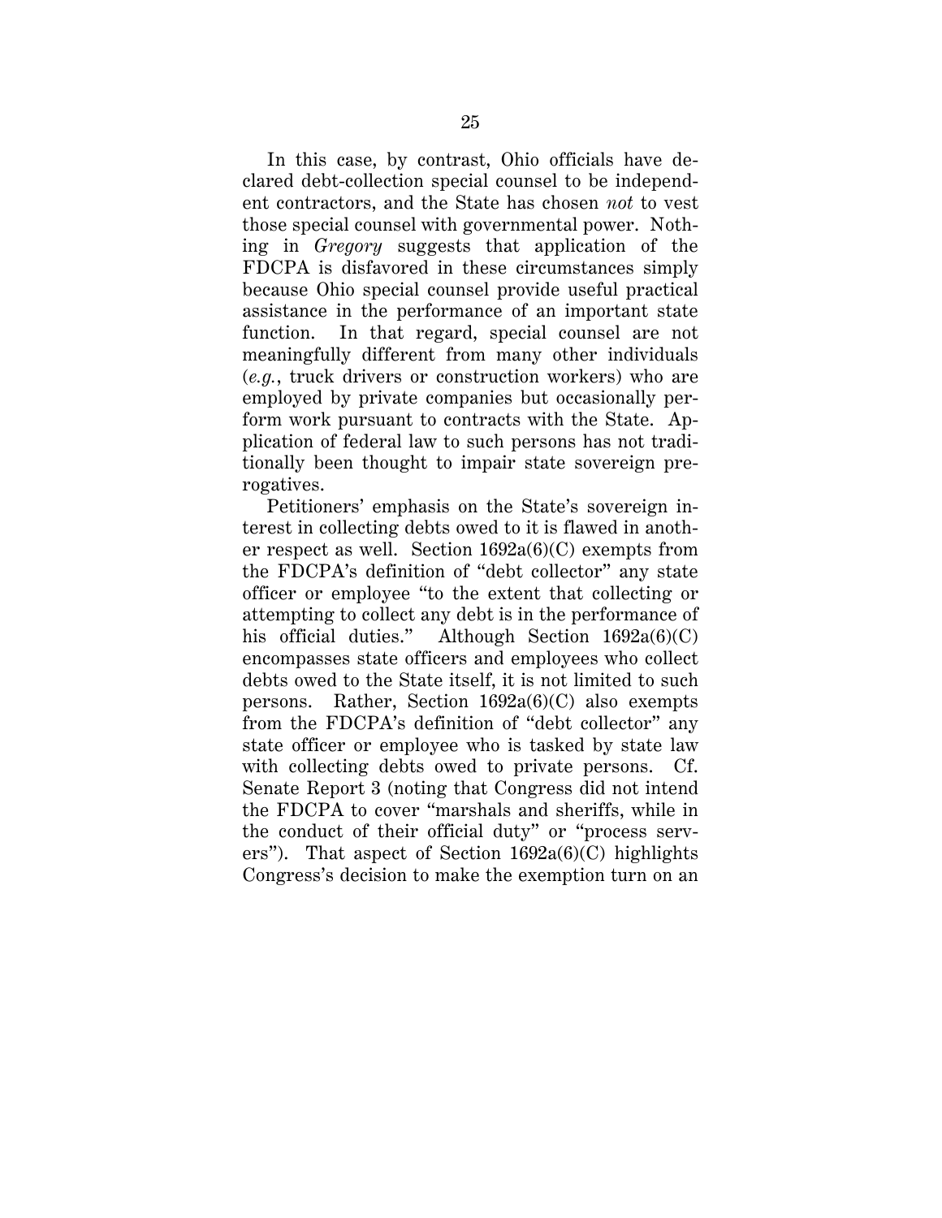In this case, by contrast, Ohio officials have declared debt-collection special counsel to be independent contractors, and the State has chosen *not* to vest those special counsel with governmental power. Nothing in *Gregory* suggests that application of the FDCPA is disfavored in these circumstances simply because Ohio special counsel provide useful practical assistance in the performance of an important state function. In that regard, special counsel are not meaningfully different from many other individuals (*e.g.*, truck drivers or construction workers) who are employed by private companies but occasionally perform work pursuant to contracts with the State. Application of federal law to such persons has not traditionally been thought to impair state sovereign prerogatives.

Petitioners' emphasis on the State's sovereign interest in collecting debts owed to it is flawed in another respect as well. Section 1692a(6)(C) exempts from the FDCPA's definition of "debt collector" any state officer or employee "to the extent that collecting or attempting to collect any debt is in the performance of his official duties." Although Section 1692a(6)(C) encompasses state officers and employees who collect debts owed to the State itself, it is not limited to such persons. Rather, Section 1692a(6)(C) also exempts from the FDCPA's definition of "debt collector" any state officer or employee who is tasked by state law with collecting debts owed to private persons. Cf. Senate Report 3 (noting that Congress did not intend the FDCPA to cover "marshals and sheriffs, while in the conduct of their official duty" or "process servers"). That aspect of Section 1692a(6)(C) highlights Congress's decision to make the exemption turn on an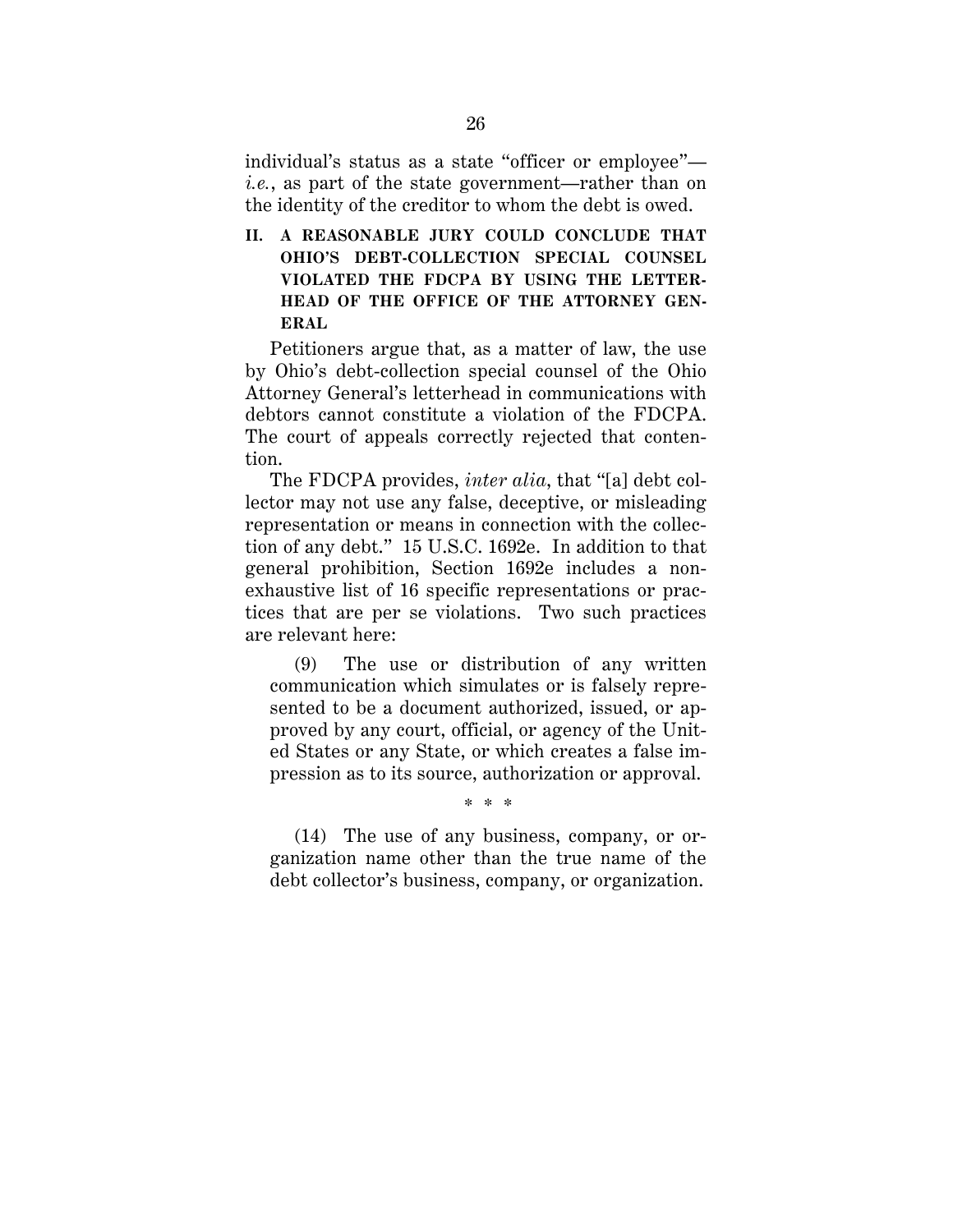individual's status as a state "officer or employee"—*i.e.*, as part of the state government—rather than on the identity of the creditor to whom the debt is owed.

## II. A REASONABLE JURY COULD CONCLUDE THAT OHIO'S DEBT-COLLECTION SPECIAL COUNSEL VIOLATED THE FDCPA BY USING THE LETTERHEAD OF THE OFFICE OF THE ATTORNEY GENERAL

Petitioners argue that, as a matter of law, the use by Ohio's debt-collection special counsel of the Ohio Attorney General's letterhead in communications with debtors cannot constitute a violation of the FDCPA. The court of appeals correctly rejected that contention.

The FDCPA provides, *inter alia*, that "[a] debt collector may not use any false, deceptive, or misleading representation or means in connection with the collection of any debt." 15 U.S.C. 1692e. In addition to that general prohibition, Section 1692e includes a non-exhaustive list of 16 specific representations or practices that are per se violations. Two such practices are relevant here:

> (9) The use or distribution of any written communication which simulates or is falsely represented to be a document authorized, issued, or approved by any court, official, or agency of the United States or any State, or which creates a false impression as to its source, authorization or approval.
>
> \* \* \*
>
> (14) The use of any business, company, or organization name other than the true name of the debt collector's business, company, or organization.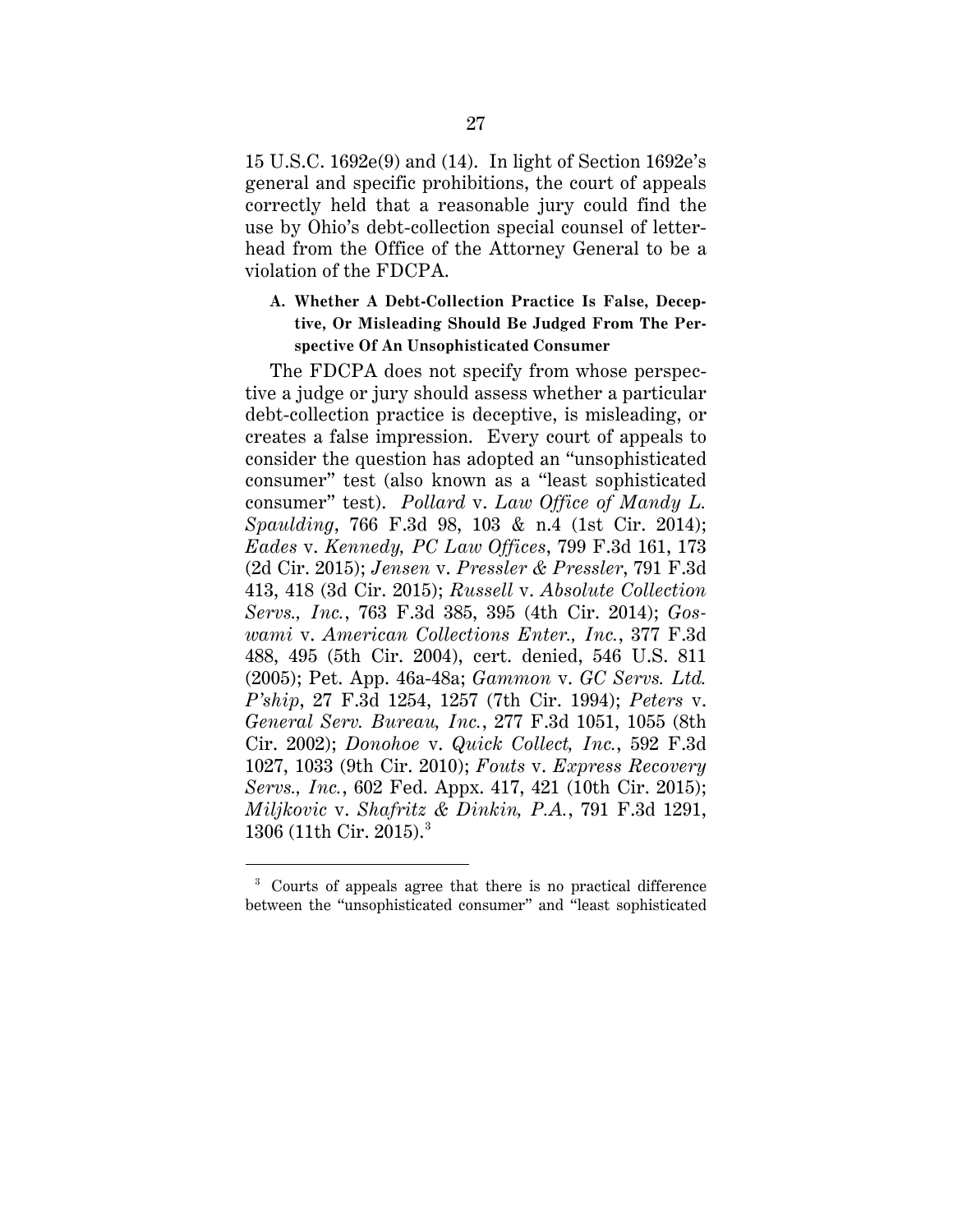15 U.S.C. 1692e(9) and (14). In light of Section 1692e's general and specific prohibitions, the court of appeals correctly held that a reasonable jury could find the use by Ohio's debt-collection special counsel of letterhead from the Office of the Attorney General to be a violation of the FDCPA.

### A. Whether A Debt-Collection Practice Is False, Deceptive, Or Misleading Should Be Judged From The Perspective Of An Unsophisticated Consumer

The FDCPA does not specify from whose perspective a judge or jury should assess whether a particular debt-collection practice is deceptive, is misleading, or creates a false impression. Every court of appeals to consider the question has adopted an "unsophisticated consumer" test (also known as a "least sophisticated consumer" test). *Pollard* v. *Law Office of Mandy L. Spaulding*, 766 F.3d 98, 103 & n.4 (1st Cir. 2014); *Eades* v. *Kennedy, PC Law Offices*, 799 F.3d 161, 173 (2d Cir. 2015); *Jensen* v. *Pressler & Pressler*, 791 F.3d 413, 418 (3d Cir. 2015); *Russell* v. *Absolute Collection Servs., Inc.*, 763 F.3d 385, 395 (4th Cir. 2014); *Goswami* v. *American Collections Enter., Inc.*, 377 F.3d 488, 495 (5th Cir. 2004), cert. denied, 546 U.S. 811 (2005); Pet. App. 46a-48a; *Gammon* v. *GC Servs. Ltd. P'ship*, 27 F.3d 1254, 1257 (7th Cir. 1994); *Peters* v. *General Serv. Bureau, Inc.*, 277 F.3d 1051, 1055 (8th Cir. 2002); *Donohoe* v. *Quick Collect, Inc.*, 592 F.3d 1027, 1033 (9th Cir. 2010); *Fouts* v. *Express Recovery Servs., Inc.*, 602 Fed. Appx. 417, 421 (10th Cir. 2015); *Miljkovic* v. *Shafritz & Dinkin, P.A.*, 791 F.3d 1291, 1306 (11th Cir. 2015).[3]

---

[3] Courts of appeals agree that there is no practical difference between the "unsophisticated consumer" and "least sophisticated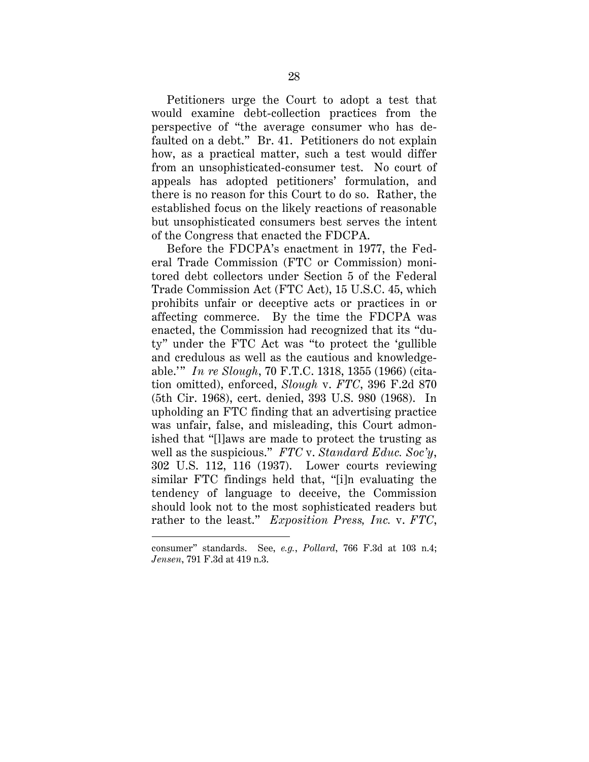Petitioners urge the Court to adopt a test that would examine debt-collection practices from the perspective of "the average consumer who has defaulted on a debt." Br. 41. Petitioners do not explain how, as a practical matter, such a test would differ from an unsophisticated-consumer test. No court of appeals has adopted petitioners' formulation, and there is no reason for this Court to do so. Rather, the established focus on the likely reactions of reasonable but unsophisticated consumers best serves the intent of the Congress that enacted the FDCPA.

Before the FDCPA's enactment in 1977, the Federal Trade Commission (FTC or Commission) monitored debt collectors under Section 5 of the Federal Trade Commission Act (FTC Act), 15 U.S.C. 45, which prohibits unfair or deceptive acts or practices in or affecting commerce. By the time the FDCPA was enacted, the Commission had recognized that its "duty" under the FTC Act was "to protect the 'gullible and credulous as well as the cautious and knowledgeable.'" *In re Slough*, 70 F.T.C. 1318, 1355 (1966) (citation omitted), enforced, *Slough* v. *FTC*, 396 F.2d 870 (5th Cir. 1968), cert. denied, 393 U.S. 980 (1968). In upholding an FTC finding that an advertising practice was unfair, false, and misleading, this Court admonished that "[l]aws are made to protect the trusting as well as the suspicious." *FTC* v. *Standard Educ. Soc'y*, 302 U.S. 112, 116 (1937). Lower courts reviewing similar FTC findings held that, "[i]n evaluating the tendency of language to deceive, the Commission should look not to the most sophisticated readers but rather to the least." *Exposition Press, Inc.* v. *FTC*,

---

consumer" standards. See, *e.g.*, *Pollard*, 766 F.3d at 103 n.4; *Jensen*, 791 F.3d at 419 n.3.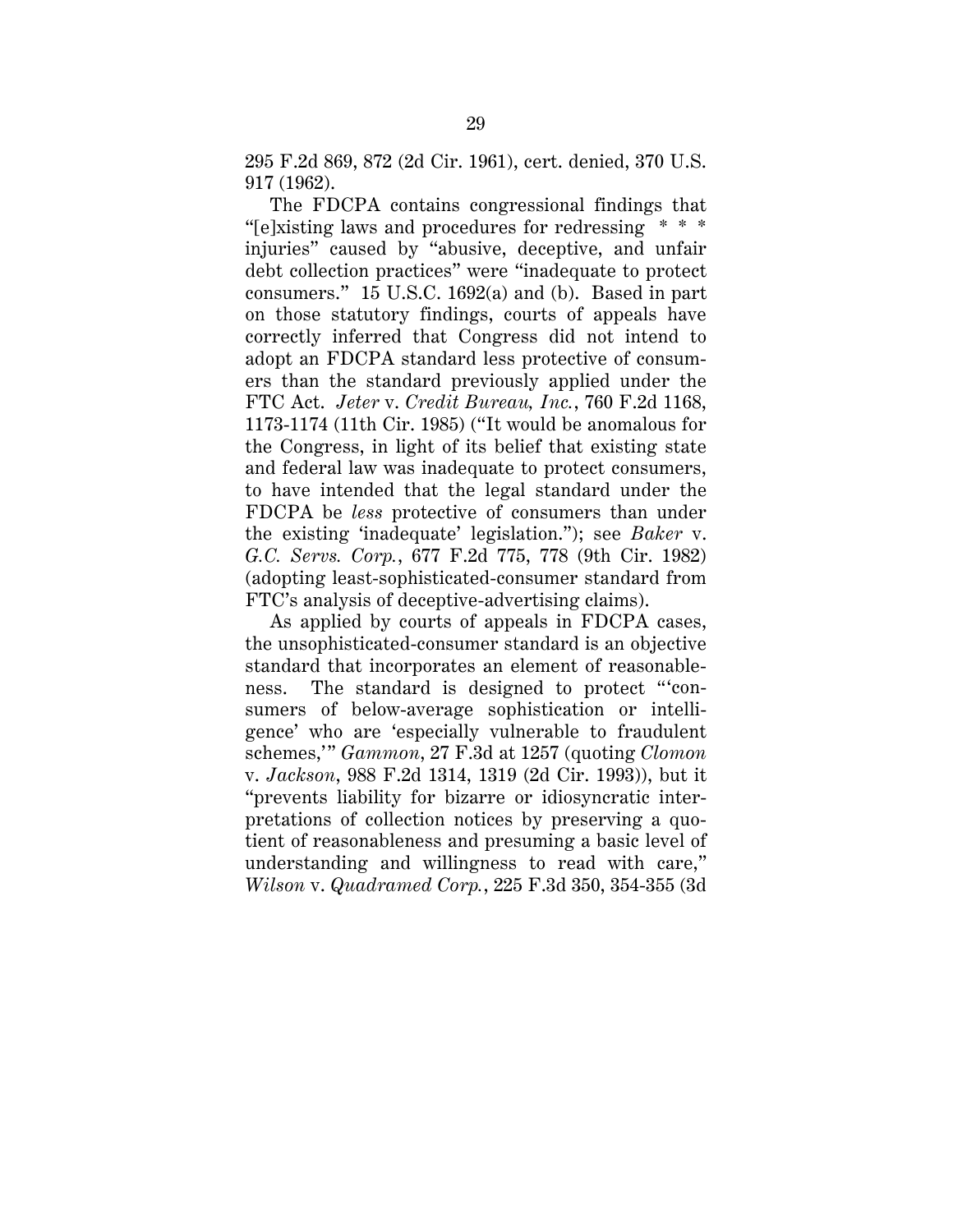295 F.2d 869, 872 (2d Cir. 1961), cert. denied, 370 U.S. 917 (1962).

The FDCPA contains congressional findings that "[e]xisting laws and procedures for redressing * * * injuries" caused by "abusive, deceptive, and unfair debt collection practices" were "inadequate to protect consumers." 15 U.S.C. 1692(a) and (b). Based in part on those statutory findings, courts of appeals have correctly inferred that Congress did not intend to adopt an FDCPA standard less protective of consumers than the standard previously applied under the FTC Act. *Jeter* v. *Credit Bureau, Inc.*, 760 F.2d 1168, 1173-1174 (11th Cir. 1985) ("It would be anomalous for the Congress, in light of its belief that existing state and federal law was inadequate to protect consumers, to have intended that the legal standard under the FDCPA be *less* protective of consumers than under the existing 'inadequate' legislation."); see *Baker* v. *G.C. Servs. Corp.*, 677 F.2d 775, 778 (9th Cir. 1982) (adopting least-sophisticated-consumer standard from FTC's analysis of deceptive-advertising claims).

As applied by courts of appeals in FDCPA cases, the unsophisticated-consumer standard is an objective standard that incorporates an element of reasonableness. The standard is designed to protect "'consumers of below-average sophistication or intelligence' who are 'especially vulnerable to fraudulent schemes,'" *Gammon*, 27 F.3d at 1257 (quoting *Clomon* v. *Jackson*, 988 F.2d 1314, 1319 (2d Cir. 1993)), but it "prevents liability for bizarre or idiosyncratic interpretations of collection notices by preserving a quotient of reasonableness and presuming a basic level of understanding and willingness to read with care," *Wilson* v. *Quadramed Corp.*, 225 F.3d 350, 354-355 (3d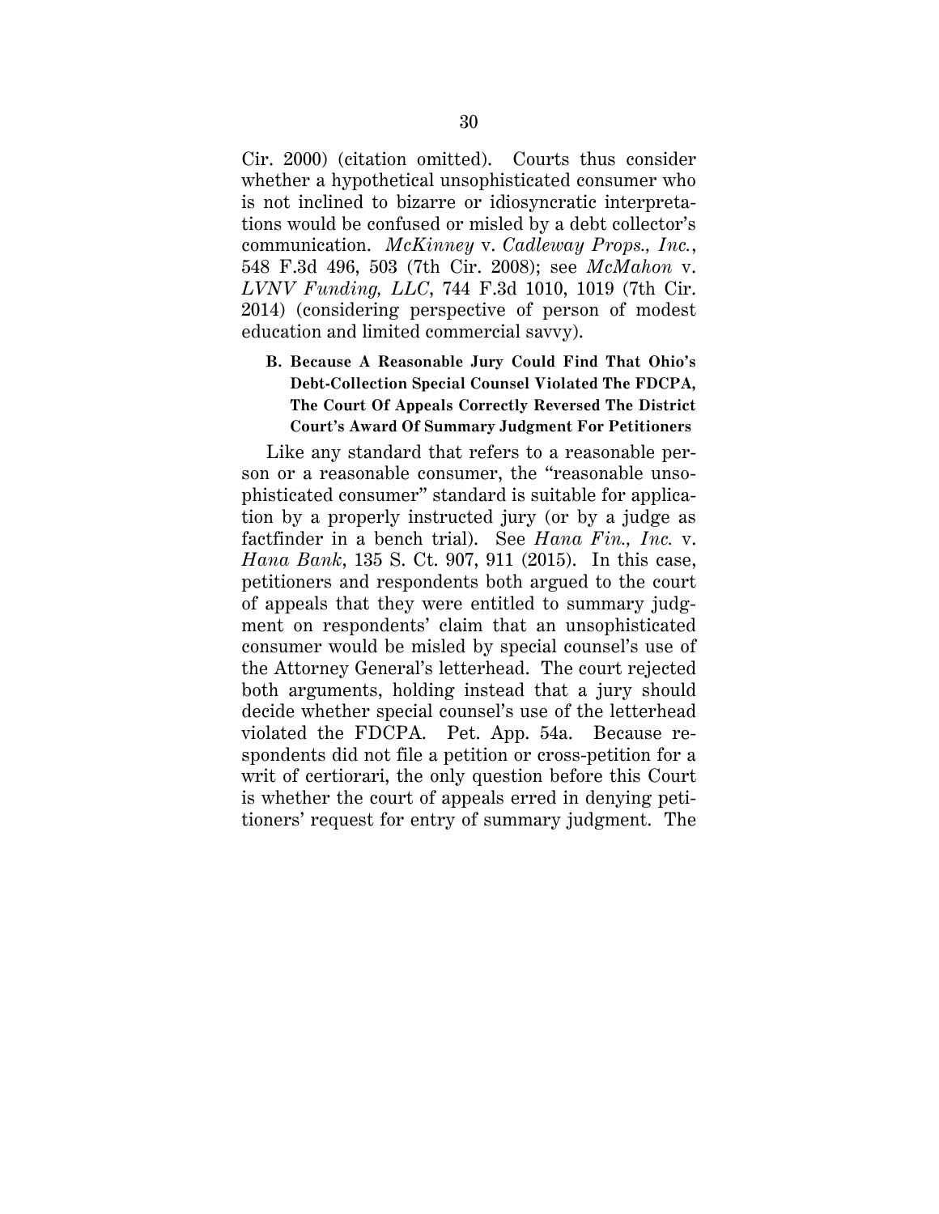Cir. 2000) (citation omitted). Courts thus consider whether a hypothetical unsophisticated consumer who is not inclined to bizarre or idiosyncratic interpretations would be confused or misled by a debt collector's communication. *McKinney* v. *Cadleway Props., Inc.*, 548 F.3d 496, 503 (7th Cir. 2008); see *McMahon* v. *LVNV Funding, LLC*, 744 F.3d 1010, 1019 (7th Cir. 2014) (considering perspective of person of modest education and limited commercial savvy).

### B. Because A Reasonable Jury Could Find That Ohio's Debt-Collection Special Counsel Violated The FDCPA, The Court Of Appeals Correctly Reversed The District Court's Award Of Summary Judgment For Petitioners

Like any standard that refers to a reasonable person or a reasonable consumer, the "reasonable unsophisticated consumer" standard is suitable for application by a properly instructed jury (or by a judge as factfinder in a bench trial). See *Hana Fin., Inc.* v. *Hana Bank*, 135 S. Ct. 907, 911 (2015). In this case, petitioners and respondents both argued to the court of appeals that they were entitled to summary judgment on respondents' claim that an unsophisticated consumer would be misled by special counsel's use of the Attorney General's letterhead. The court rejected both arguments, holding instead that a jury should decide whether special counsel's use of the letterhead violated the FDCPA. Pet. App. 54a. Because respondents did not file a petition or cross-petition for a writ of certiorari, the only question before this Court is whether the court of appeals erred in denying petitioners' request for entry of summary judgment. The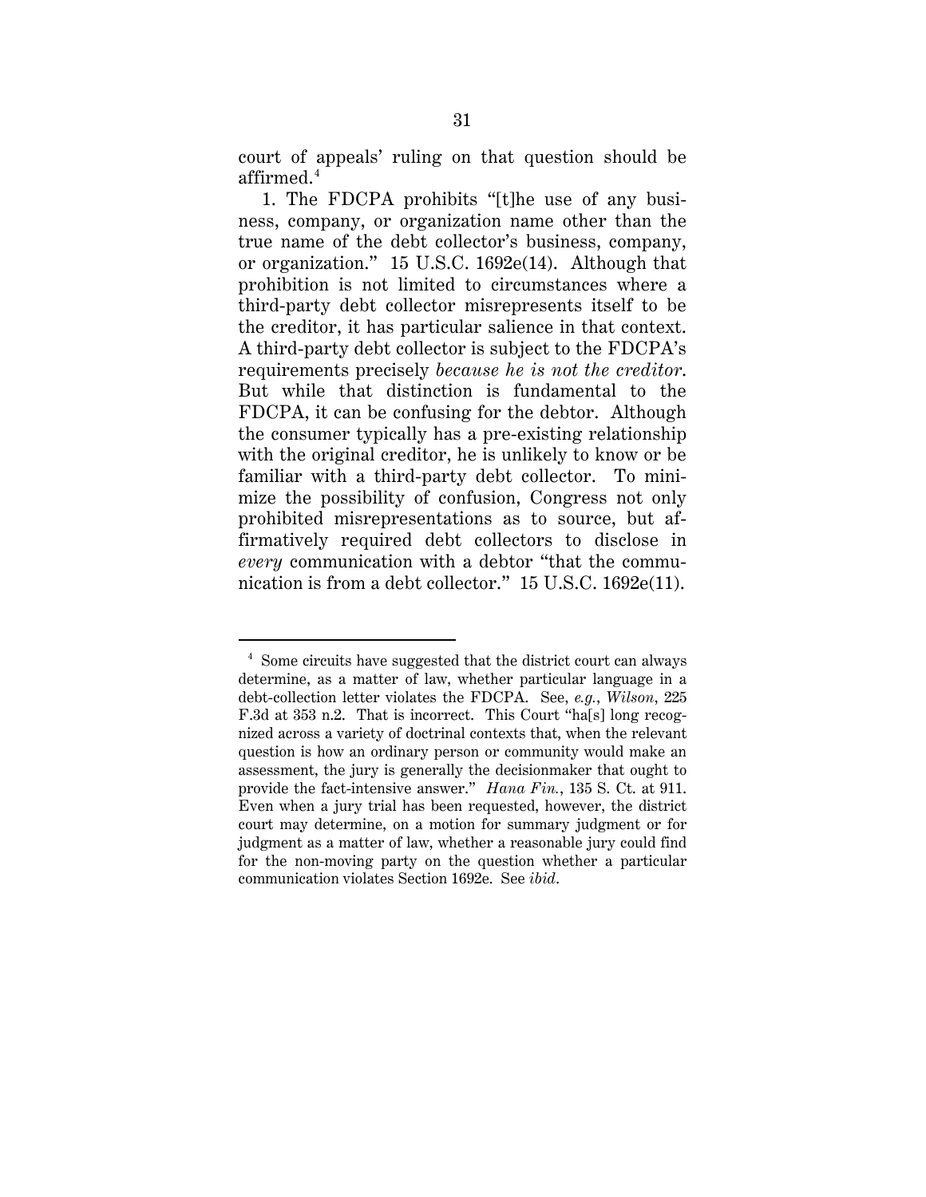court of appeals' ruling on that question should be affirmed.[4]

1. The FDCPA prohibits "[t]he use of any business, company, or organization name other than the true name of the debt collector's business, company, or organization." 15 U.S.C. 1692e(14). Although that prohibition is not limited to circumstances where a third-party debt collector misrepresents itself to be the creditor, it has particular salience in that context. A third-party debt collector is subject to the FDCPA's requirements precisely *because he is not the creditor*. But while that distinction is fundamental to the FDCPA, it can be confusing for the debtor. Although the consumer typically has a pre-existing relationship with the original creditor, he is unlikely to know or be familiar with a third-party debt collector. To minimize the possibility of confusion, Congress not only prohibited misrepresentations as to source, but affirmatively required debt collectors to disclose in *every* communication with a debtor "that the communication is from a debt collector." 15 U.S.C. 1692e(11).

---

[4] Some circuits have suggested that the district court can always determine, as a matter of law, whether particular language in a debt-collection letter violates the FDCPA. See, *e.g.*, *Wilson*, 225 F.3d at 353 n.2. That is incorrect. This Court "ha[s] long recognized across a variety of doctrinal contexts that, when the relevant question is how an ordinary person or community would make an assessment, the jury is generally the decisionmaker that ought to provide the fact-intensive answer." *Hana Fin.*, 135 S. Ct. at 911. Even when a jury trial has been requested, however, the district court may determine, on a motion for summary judgment or for judgment as a matter of law, whether a reasonable jury could find for the non-moving party on the question whether a particular communication violates Section 1692e. See *ibid*.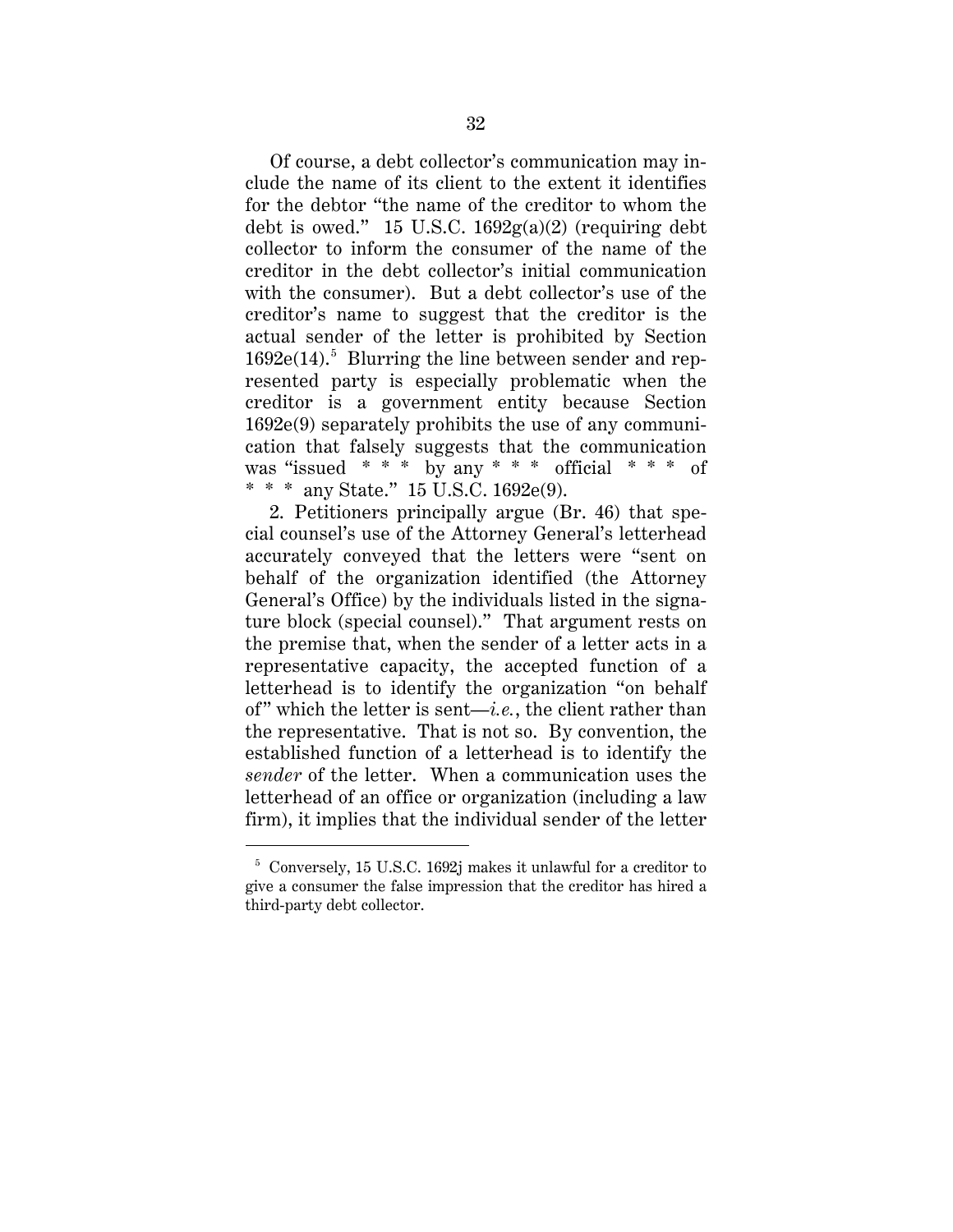Of course, a debt collector's communication may include the name of its client to the extent it identifies for the debtor "the name of the creditor to whom the debt is owed." 15 U.S.C. 1692g(a)(2) (requiring debt collector to inform the consumer of the name of the creditor in the debt collector's initial communication with the consumer). But a debt collector's use of the creditor's name to suggest that the creditor is the actual sender of the letter is prohibited by Section 1692e(14).[5] Blurring the line between sender and represented party is especially problematic when the creditor is a government entity because Section 1692e(9) separately prohibits the use of any communication that falsely suggests that the communication was "issued * * * by any * * * official * * * of * * * any State." 15 U.S.C. 1692e(9).

2. Petitioners principally argue (Br. 46) that special counsel's use of the Attorney General's letterhead accurately conveyed that the letters were "sent on behalf of the organization identified (the Attorney General's Office) by the individuals listed in the signature block (special counsel)." That argument rests on the premise that, when the sender of a letter acts in a representative capacity, the accepted function of a letterhead is to identify the organization "on behalf of" which the letter is sent—*i.e.*, the client rather than the representative. That is not so. By convention, the established function of a letterhead is to identify the *sender* of the letter. When a communication uses the letterhead of an office or organization (including a law firm), it implies that the individual sender of the letter

---

[5] Conversely, 15 U.S.C. 1692j makes it unlawful for a creditor to give a consumer the false impression that the creditor has hired a third-party debt collector.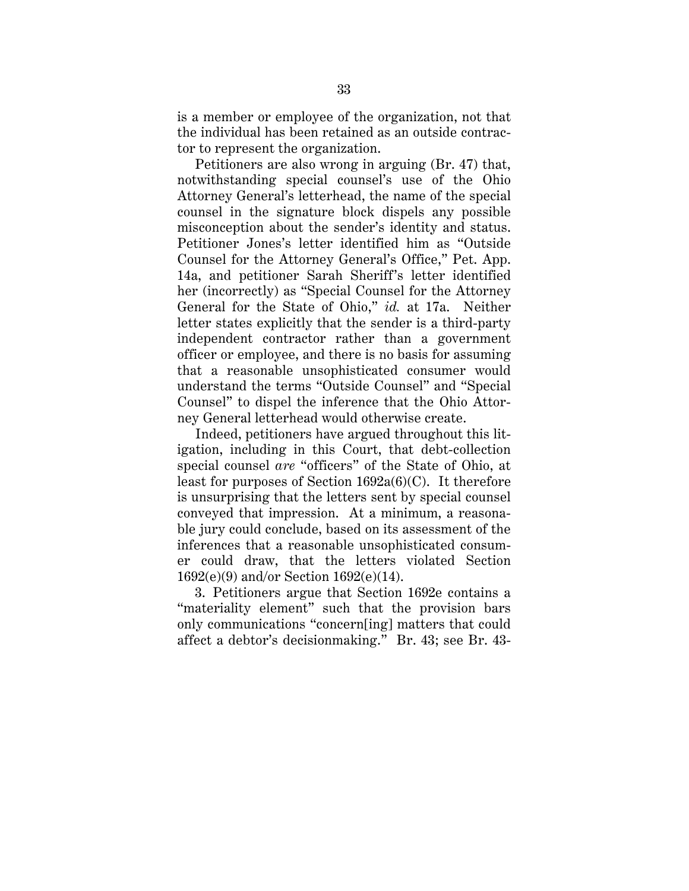is a member or employee of the organization, not that the individual has been retained as an outside contractor to represent the organization.

Petitioners are also wrong in arguing (Br. 47) that, notwithstanding special counsel's use of the Ohio Attorney General's letterhead, the name of the special counsel in the signature block dispels any possible misconception about the sender's identity and status. Petitioner Jones's letter identified him as "Outside Counsel for the Attorney General's Office," Pet. App. 14a, and petitioner Sarah Sheriff's letter identified her (incorrectly) as "Special Counsel for the Attorney General for the State of Ohio," *id.* at 17a. Neither letter states explicitly that the sender is a third-party independent contractor rather than a government officer or employee, and there is no basis for assuming that a reasonable unsophisticated consumer would understand the terms "Outside Counsel" and "Special Counsel" to dispel the inference that the Ohio Attorney General letterhead would otherwise create.

Indeed, petitioners have argued throughout this litigation, including in this Court, that debt-collection special counsel *are* "officers" of the State of Ohio, at least for purposes of Section 1692a(6)(C). It therefore is unsurprising that the letters sent by special counsel conveyed that impression. At a minimum, a reasonable jury could conclude, based on its assessment of the inferences that a reasonable unsophisticated consumer could draw, that the letters violated Section 1692(e)(9) and/or Section 1692(e)(14).

3. Petitioners argue that Section 1692e contains a "materiality element" such that the provision bars only communications "concern[ing] matters that could affect a debtor's decisionmaking." Br. 43; see Br. 43-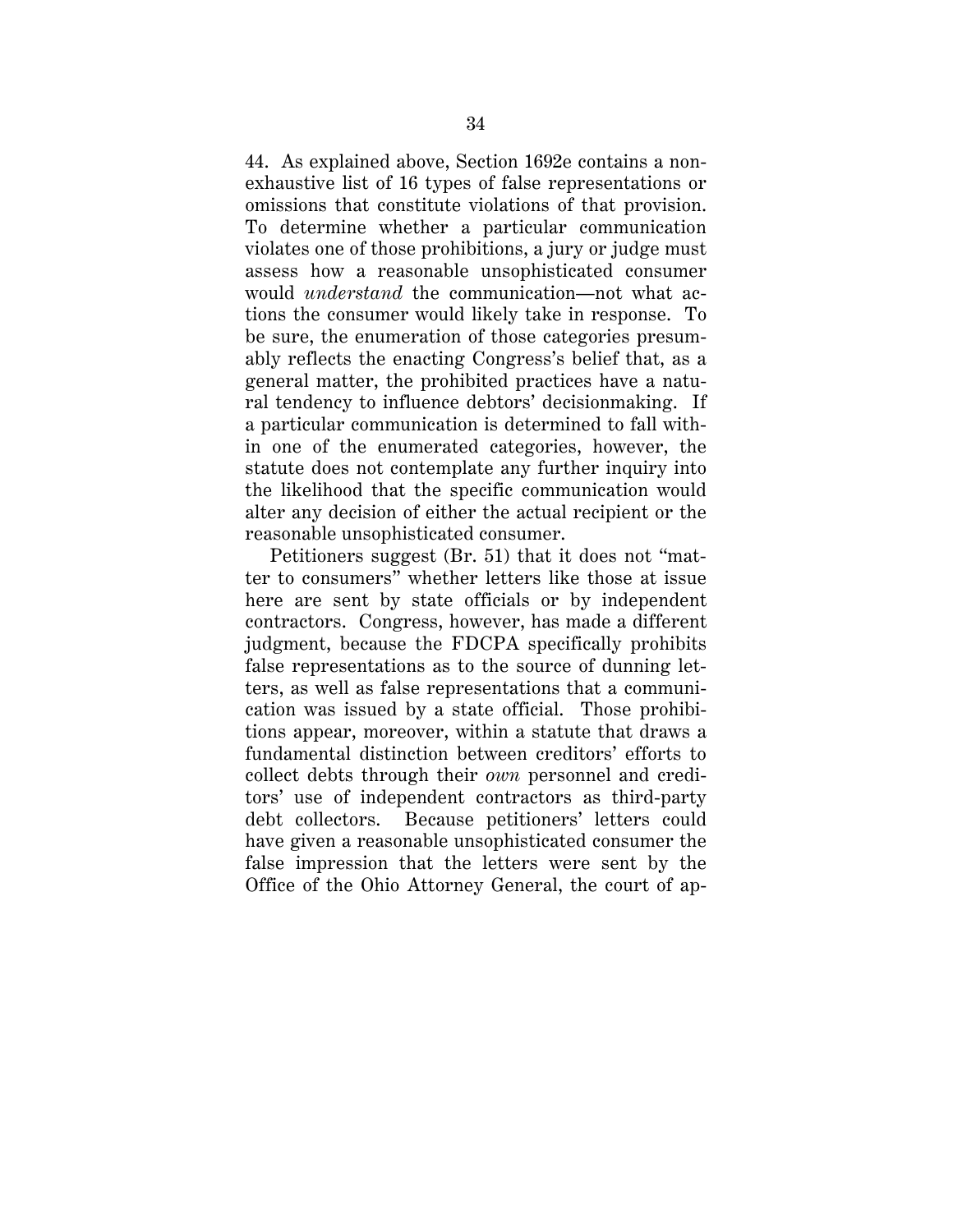44. As explained above, Section 1692e contains a non-exhaustive list of 16 types of false representations or omissions that constitute violations of that provision. To determine whether a particular communication violates one of those prohibitions, a jury or judge must assess how a reasonable unsophisticated consumer would *understand* the communication—not what actions the consumer would likely take in response. To be sure, the enumeration of those categories presumably reflects the enacting Congress's belief that, as a general matter, the prohibited practices have a natural tendency to influence debtors' decisionmaking. If a particular communication is determined to fall within one of the enumerated categories, however, the statute does not contemplate any further inquiry into the likelihood that the specific communication would alter any decision of either the actual recipient or the reasonable unsophisticated consumer.

Petitioners suggest (Br. 51) that it does not "matter to consumers" whether letters like those at issue here are sent by state officials or by independent contractors. Congress, however, has made a different judgment, because the FDCPA specifically prohibits false representations as to the source of dunning letters, as well as false representations that a communication was issued by a state official. Those prohibitions appear, moreover, within a statute that draws a fundamental distinction between creditors' efforts to collect debts through their *own* personnel and creditors' use of independent contractors as third-party debt collectors. Because petitioners' letters could have given a reasonable unsophisticated consumer the false impression that the letters were sent by the Office of the Ohio Attorney General, the court of ap-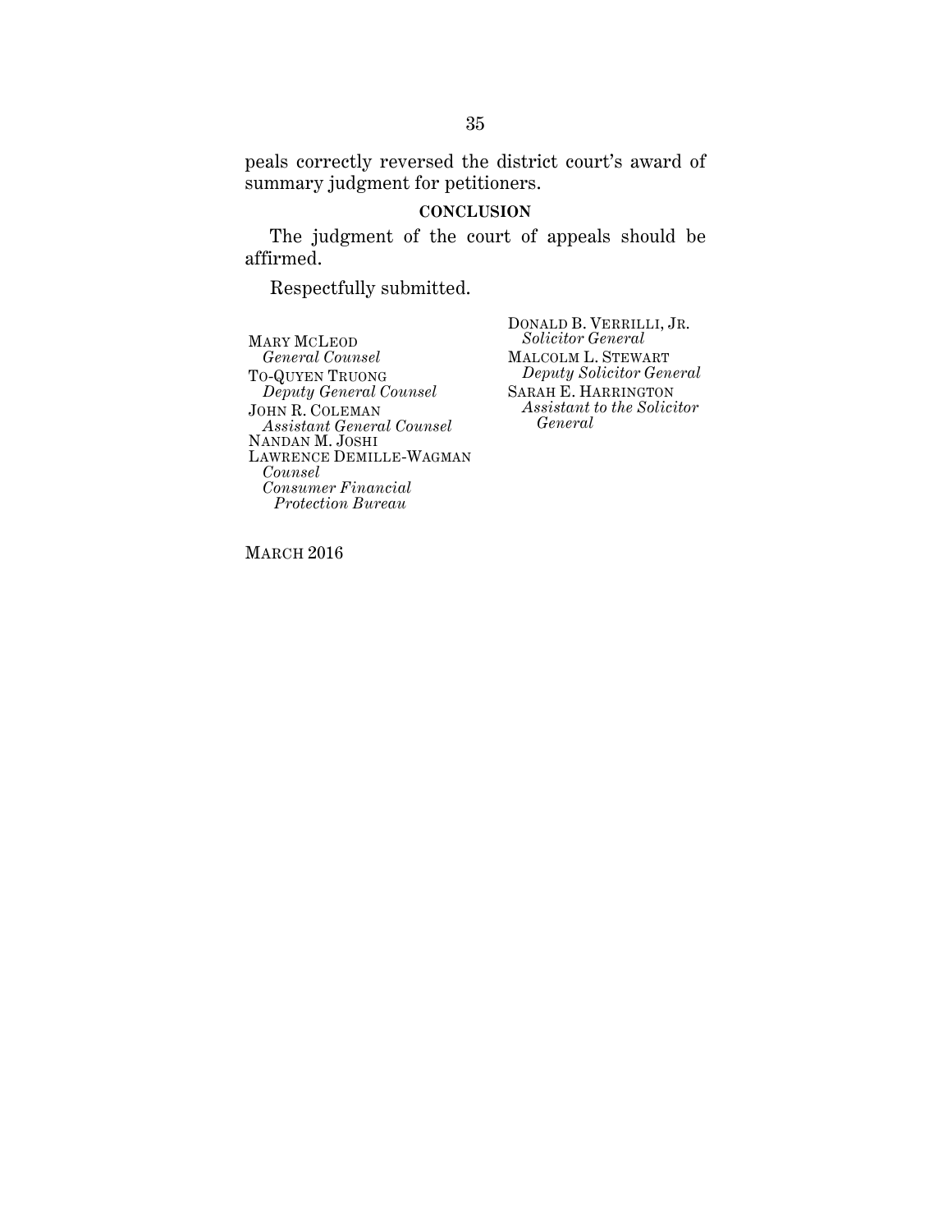peals correctly reversed the district court's award of summary judgment for petitioners.

## CONCLUSION

The judgment of the court of appeals should be affirmed.

Respectfully submitted.

DONALD B. VERRILLI, JR.
*Solicitor General*
MALCOLM L. STEWART
*Deputy Solicitor General*
SARAH E. HARRINGTON
*Assistant to the Solicitor General*

MARY MCLEOD
*General Counsel*
TO-QUYEN TRUONG
*Deputy General Counsel*
JOHN R. COLEMAN
*Assistant General Counsel*
NANDAN M. JOSHI
LAWRENCE DEMILLE-WAGMAN
*Counsel*
*Consumer Financial Protection Bureau*

MARCH 2016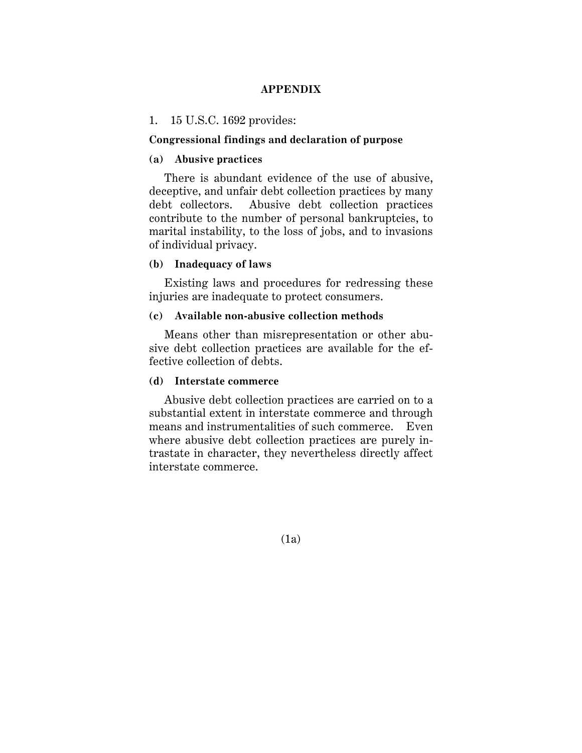# APPENDIX

1. 15 U.S.C. 1692 provides:

**Congressional findings and declaration of purpose**

**(a) Abusive practices**

There is abundant evidence of the use of abusive, deceptive, and unfair debt collection practices by many debt collectors. Abusive debt collection practices contribute to the number of personal bankruptcies, to marital instability, to the loss of jobs, and to invasions of individual privacy.

**(b) Inadequacy of laws**

Existing laws and procedures for redressing these injuries are inadequate to protect consumers.

**(c) Available non-abusive collection methods**

Means other than misrepresentation or other abusive debt collection practices are available for the effective collection of debts.

**(d) Interstate commerce**

Abusive debt collection practices are carried on to a substantial extent in interstate commerce and through means and instrumentalities of such commerce. Even where abusive debt collection practices are purely intrastate in character, they nevertheless directly affect interstate commerce.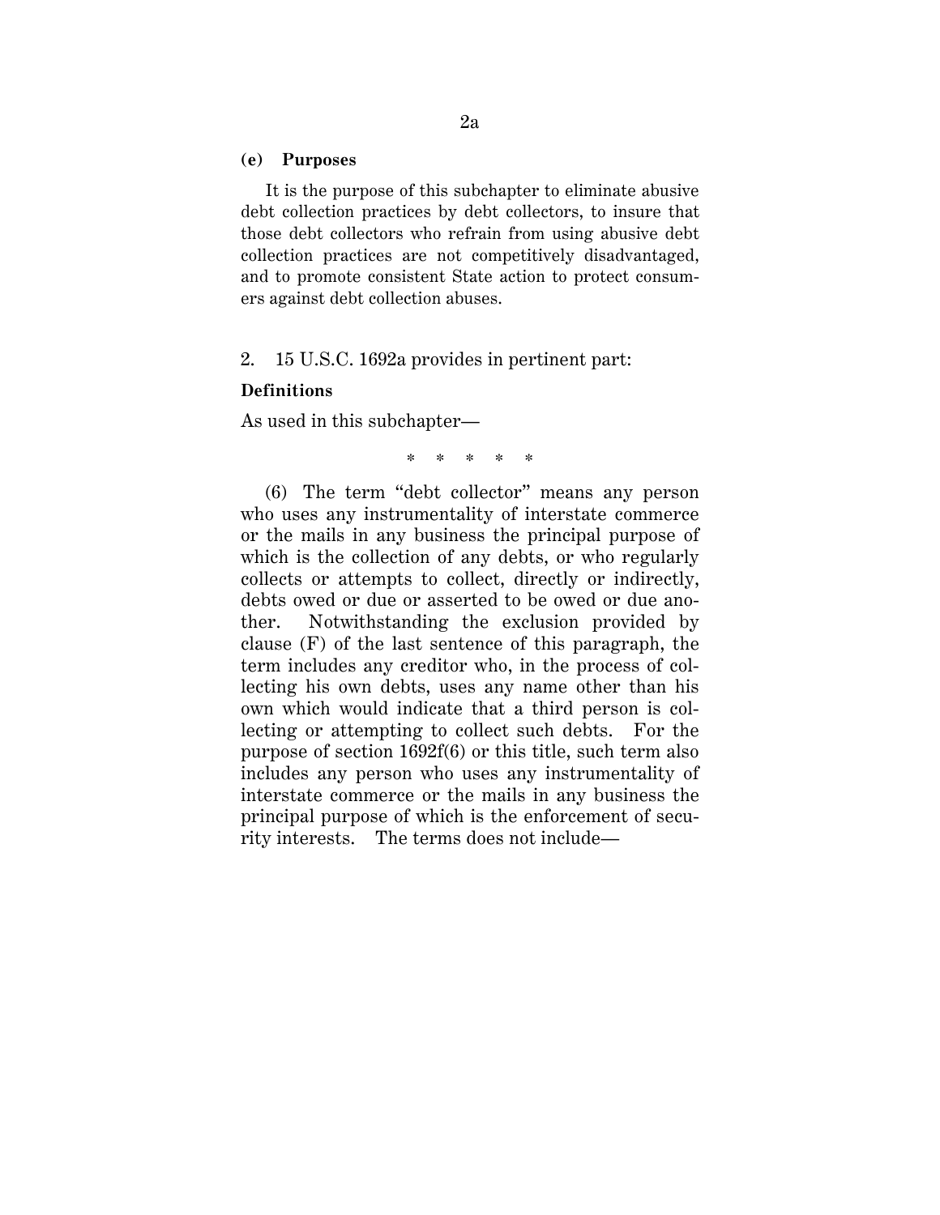**(e) Purposes**

It is the purpose of this subchapter to eliminate abusive debt collection practices by debt collectors, to insure that those debt collectors who refrain from using abusive debt collection practices are not competitively disadvantaged, and to promote consistent State action to protect consumers against debt collection abuses.

2. 15 U.S.C. 1692a provides in pertinent part:

**Definitions**

As used in this subchapter—

\* \* \* \* \*

(6) The term "debt collector" means any person who uses any instrumentality of interstate commerce or the mails in any business the principal purpose of which is the collection of any debts, or who regularly collects or attempts to collect, directly or indirectly, debts owed or due or asserted to be owed or due another. Notwithstanding the exclusion provided by clause (F) of the last sentence of this paragraph, the term includes any creditor who, in the process of collecting his own debts, uses any name other than his own which would indicate that a third person is collecting or attempting to collect such debts. For the purpose of section 1692f(6) or this title, such term also includes any person who uses any instrumentality of interstate commerce or the mails in any business the principal purpose of which is the enforcement of security interests. The terms does not include—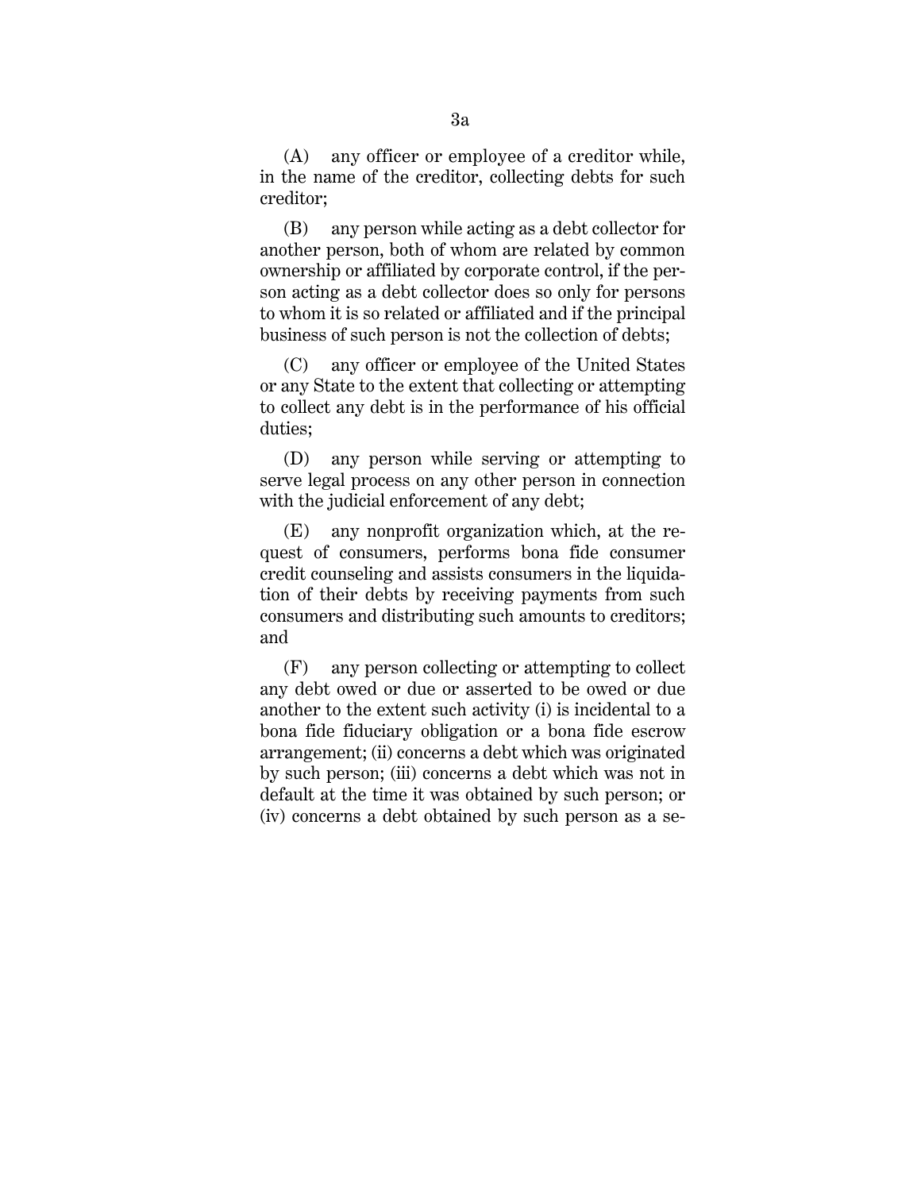(A) any officer or employee of a creditor while, in the name of the creditor, collecting debts for such creditor;

(B) any person while acting as a debt collector for another person, both of whom are related by common ownership or affiliated by corporate control, if the person acting as a debt collector does so only for persons to whom it is so related or affiliated and if the principal business of such person is not the collection of debts;

(C) any officer or employee of the United States or any State to the extent that collecting or attempting to collect any debt is in the performance of his official duties;

(D) any person while serving or attempting to serve legal process on any other person in connection with the judicial enforcement of any debt;

(E) any nonprofit organization which, at the request of consumers, performs bona fide consumer credit counseling and assists consumers in the liquidation of their debts by receiving payments from such consumers and distributing such amounts to creditors; and

(F) any person collecting or attempting to collect any debt owed or due or asserted to be owed or due another to the extent such activity (i) is incidental to a bona fide fiduciary obligation or a bona fide escrow arrangement; (ii) concerns a debt which was originated by such person; (iii) concerns a debt which was not in default at the time it was obtained by such person; or (iv) concerns a debt obtained by such person as a se-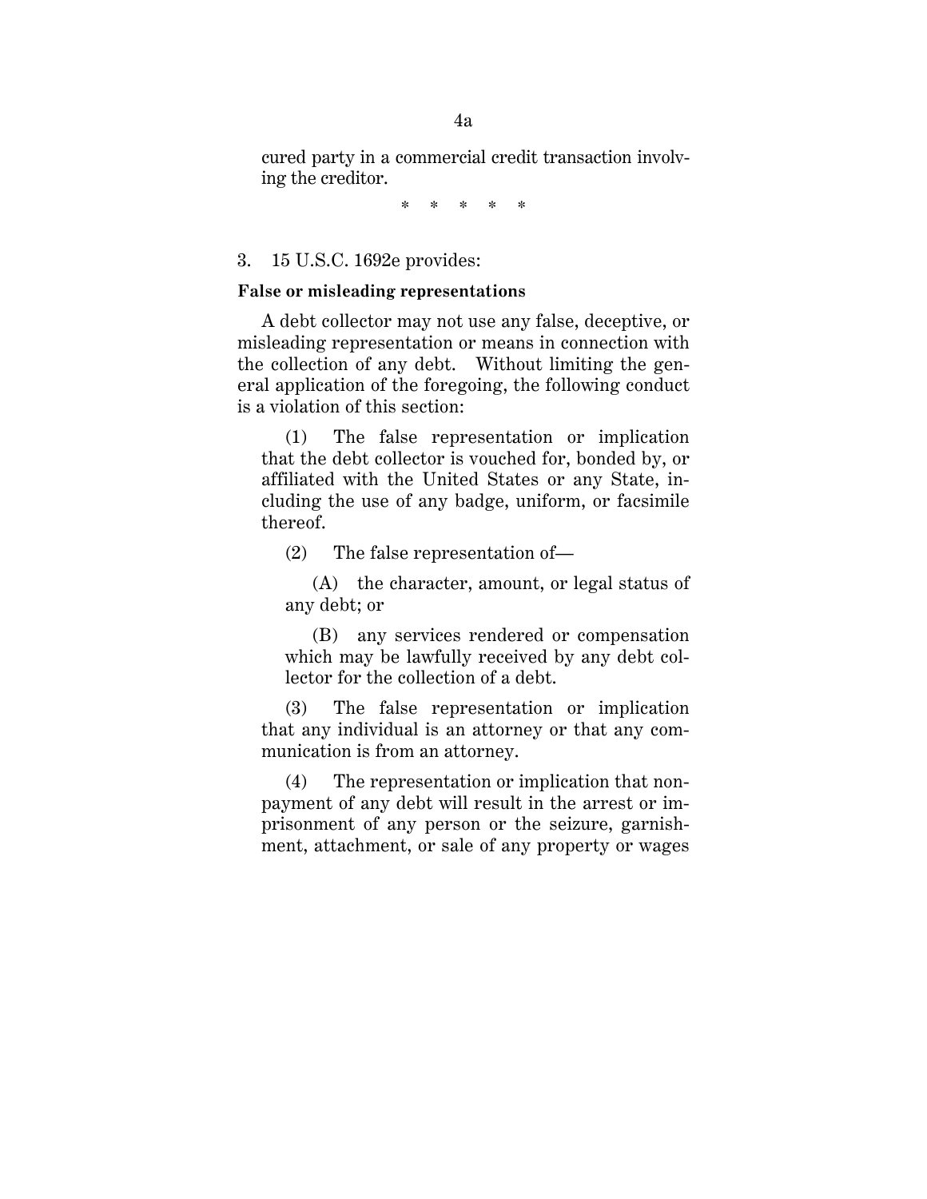cured party in a commercial credit transaction involving the creditor.

\* \* \* \* \*

3. 15 U.S.C. 1692e provides:

**False or misleading representations**

A debt collector may not use any false, deceptive, or misleading representation or means in connection with the collection of any debt. Without limiting the general application of the foregoing, the following conduct is a violation of this section:

(1) The false representation or implication that the debt collector is vouched for, bonded by, or affiliated with the United States or any State, including the use of any badge, uniform, or facsimile thereof.

(2) The false representation of—

(A) the character, amount, or legal status of any debt; or

(B) any services rendered or compensation which may be lawfully received by any debt collector for the collection of a debt.

(3) The false representation or implication that any individual is an attorney or that any communication is from an attorney.

(4) The representation or implication that nonpayment of any debt will result in the arrest or imprisonment of any person or the seizure, garnishment, attachment, or sale of any property or wages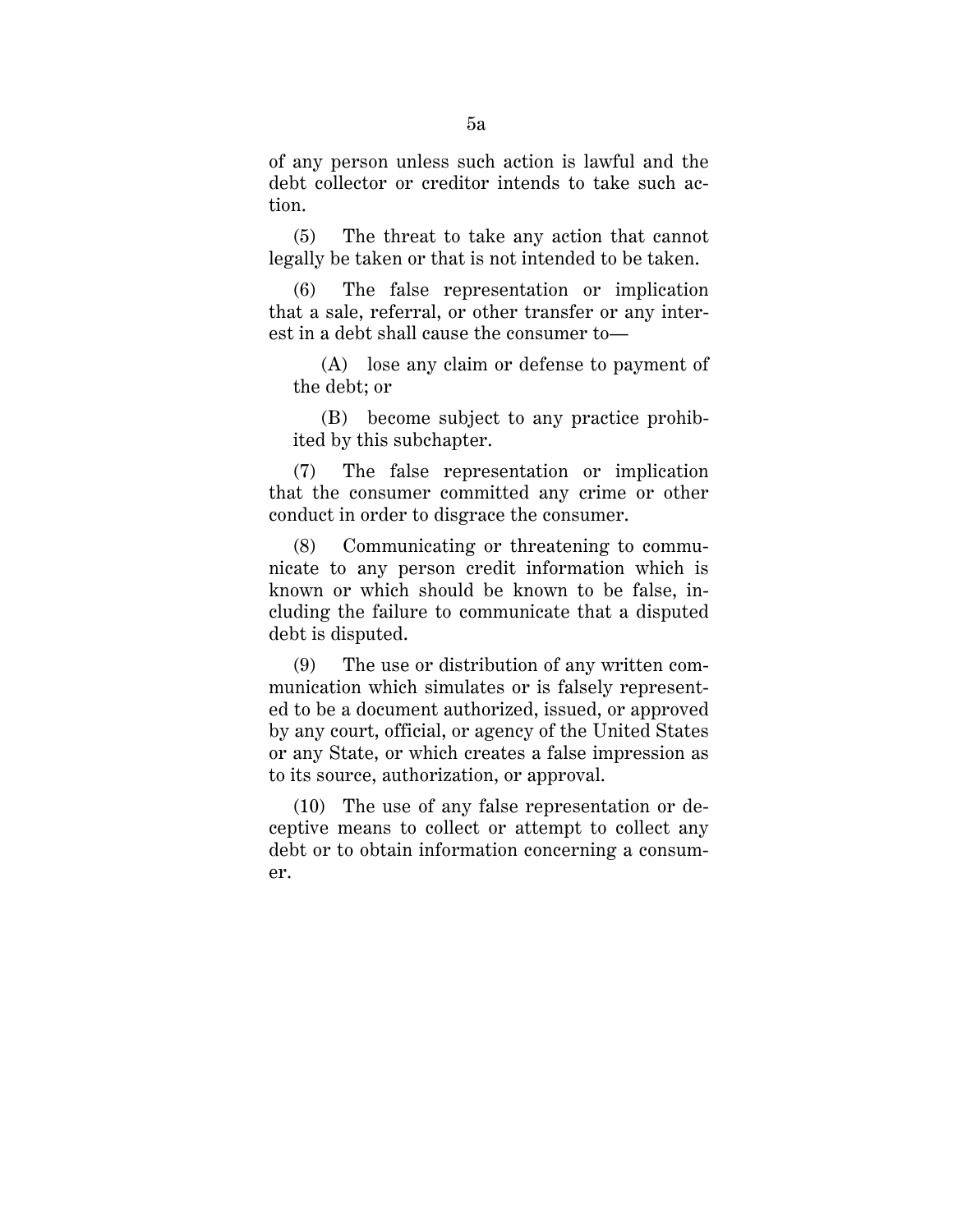of any person unless such action is lawful and the debt collector or creditor intends to take such action.

(5) The threat to take any action that cannot legally be taken or that is not intended to be taken.

(6) The false representation or implication that a sale, referral, or other transfer or any interest in a debt shall cause the consumer to—

(A) lose any claim or defense to payment of the debt; or

(B) become subject to any practice prohibited by this subchapter.

(7) The false representation or implication that the consumer committed any crime or other conduct in order to disgrace the consumer.

(8) Communicating or threatening to communicate to any person credit information which is known or which should be known to be false, including the failure to communicate that a disputed debt is disputed.

(9) The use or distribution of any written communication which simulates or is falsely represented to be a document authorized, issued, or approved by any court, official, or agency of the United States or any State, or which creates a false impression as to its source, authorization, or approval.

(10) The use of any false representation or deceptive means to collect or attempt to collect any debt or to obtain information concerning a consumer.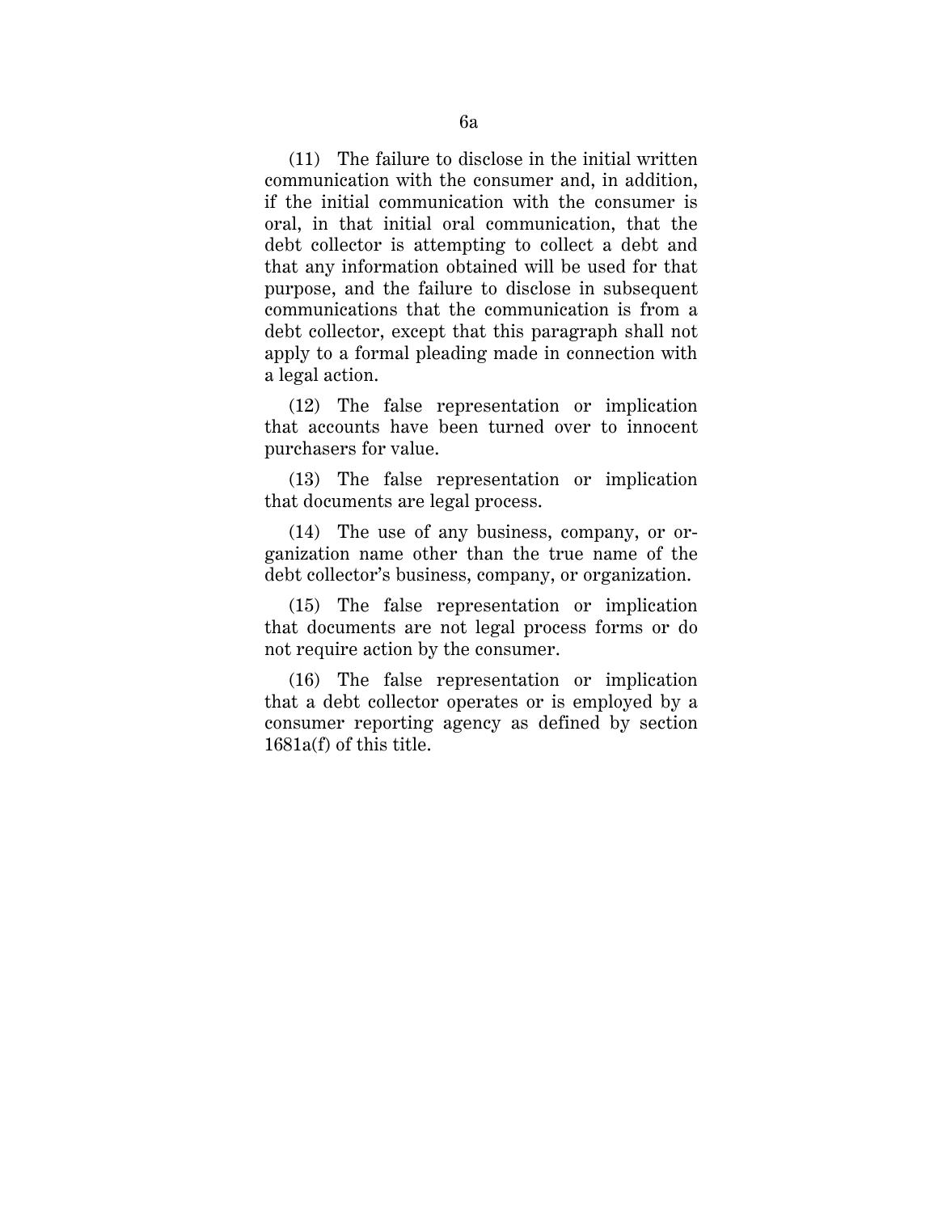(11) The failure to disclose in the initial written communication with the consumer and, in addition, if the initial communication with the consumer is oral, in that initial oral communication, that the debt collector is attempting to collect a debt and that any information obtained will be used for that purpose, and the failure to disclose in subsequent communications that the communication is from a debt collector, except that this paragraph shall not apply to a formal pleading made in connection with a legal action.

(12) The false representation or implication that accounts have been turned over to innocent purchasers for value.

(13) The false representation or implication that documents are legal process.

(14) The use of any business, company, or organization name other than the true name of the debt collector's business, company, or organization.

(15) The false representation or implication that documents are not legal process forms or do not require action by the consumer.

(16) The false representation or implication that a debt collector operates or is employed by a consumer reporting agency as defined by section 1681a(f) of this title.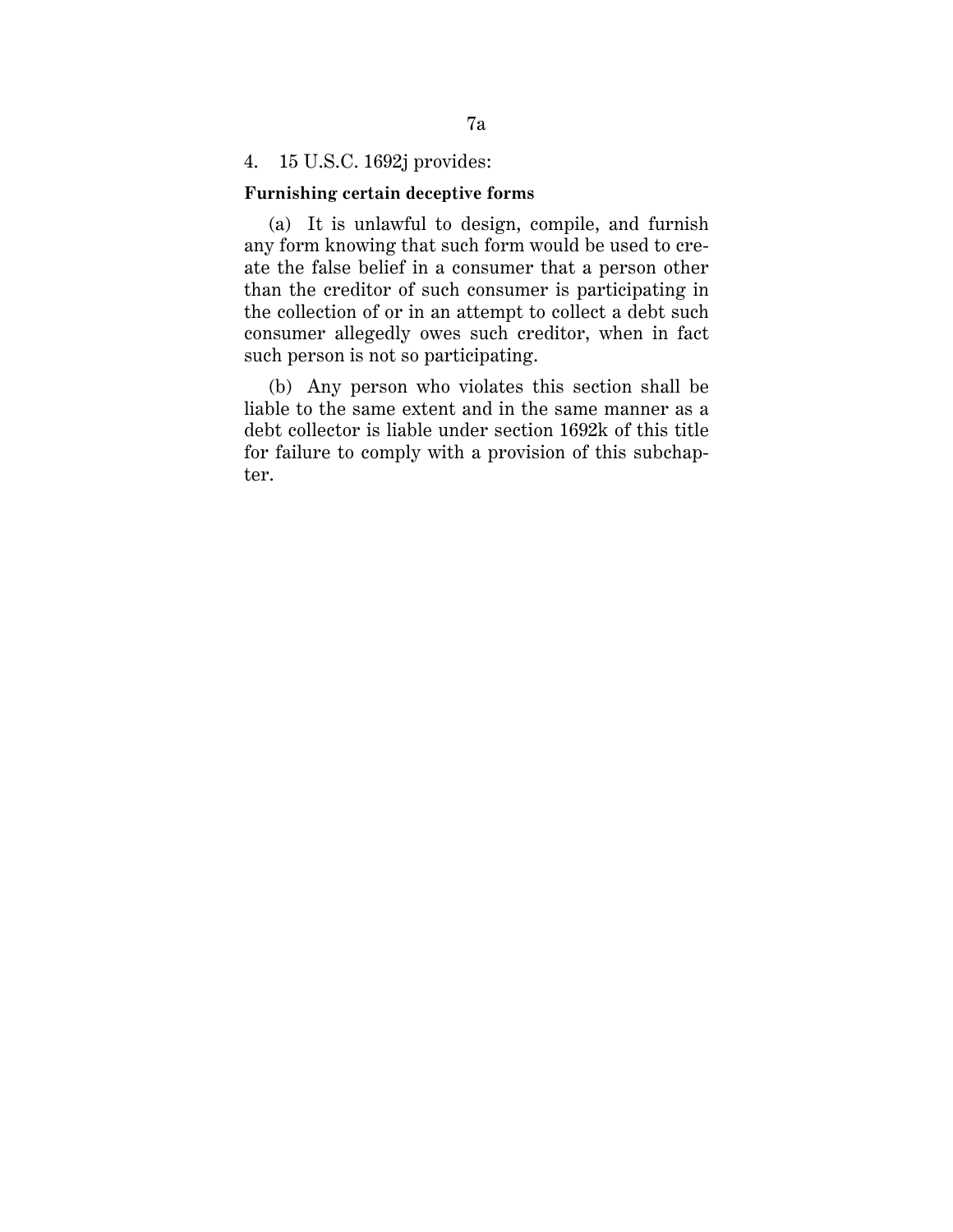4. 15 U.S.C. 1692j provides:

**Furnishing certain deceptive forms**

(a) It is unlawful to design, compile, and furnish any form knowing that such form would be used to create the false belief in a consumer that a person other than the creditor of such consumer is participating in the collection of or in an attempt to collect a debt such consumer allegedly owes such creditor, when in fact such person is not so participating.

(b) Any person who violates this section shall be liable to the same extent and in the same manner as a debt collector is liable under section 1692k of this title for failure to comply with a provision of this subchapter.